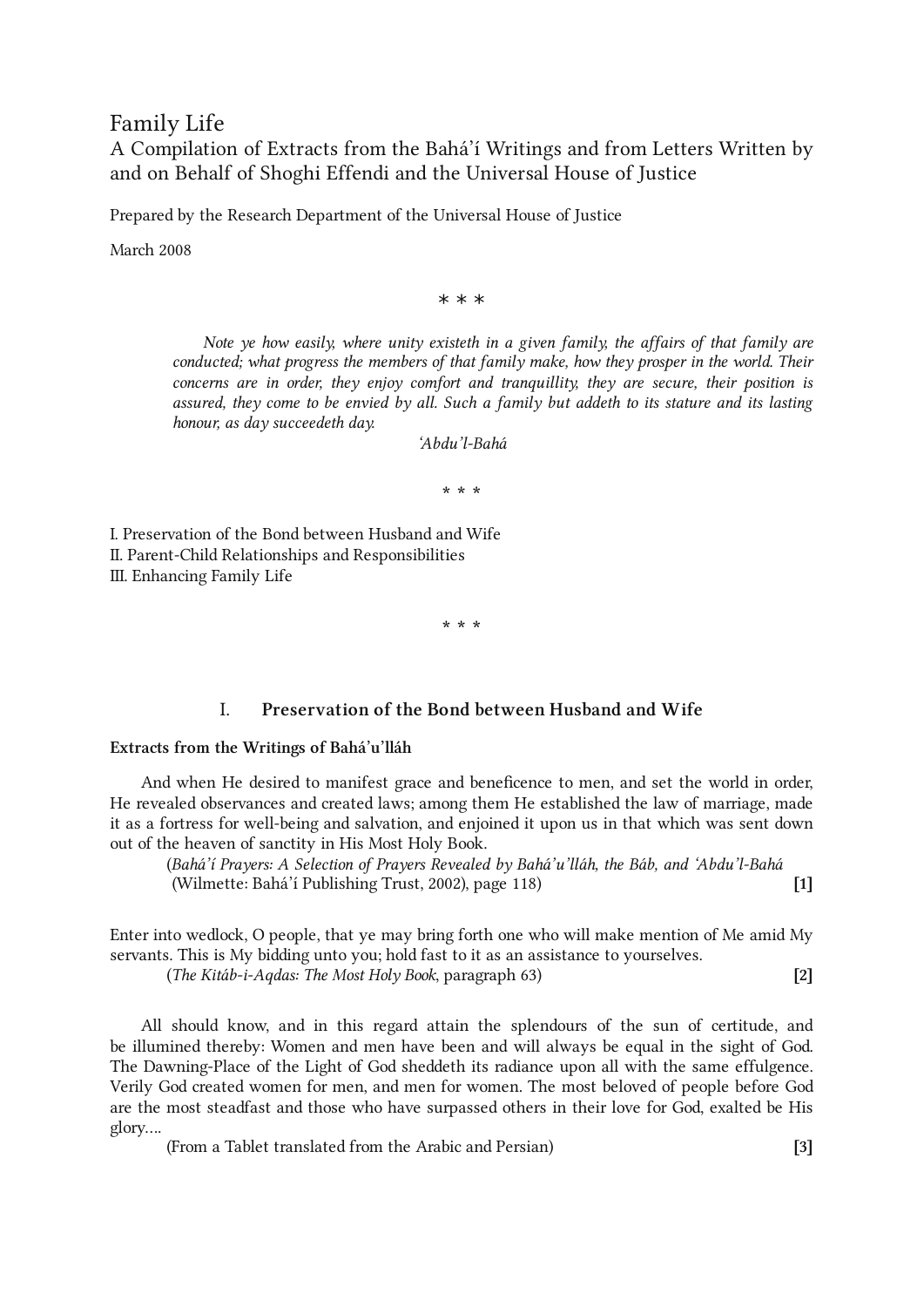# Family Life

## A Compilation of Extracts from the Bahá'í Writings and from Letters Written by and on Behalf of Shoghi Effendi and the Universal House of Justice

Prepared by the Research Department of the Universal House of Justice

March 2008

\* \* \*

> *Note ye how easily, where unity existeth in a given family, the affairs of that family are conducted; what progress the members of that family make, how they prosper in the world. Their concerns are in order, they enjoy comfort and tranquillity, they are secure, their position is assured, they come to be envied by all. Such a family but addeth to its stature and its lasting honour, as day succeedeth day.*
>
> *'Abdu'l-Bahá*

\* \* \*

I. Preservation of the Bond between Husband and Wife
II. Parent-Child Relationships and Responsibilities
III. Enhancing Family Life

\* \* \*

## I. Preservation of the Bond between Husband and Wife

### Extracts from the Writings of Bahá'u'lláh

And when He desired to manifest grace and beneficence to men, and set the world in order, He revealed observances and created laws; among them He established the law of marriage, made it as a fortress for well-being and salvation, and enjoined it upon us in that which was sent down out of the heaven of sanctity in His Most Holy Book.

(*Bahá'í Prayers: A Selection of Prayers Revealed by Bahá'u'lláh, the Báb, and 'Abdu'l-Bahá* (Wilmette: Bahá'í Publishing Trust, 2002), page 118) **[1]**

Enter into wedlock, O people, that ye may bring forth one who will make mention of Me amid My servants. This is My bidding unto you; hold fast to it as an assistance to yourselves.

(*The Kitáb-i-Aqdas: The Most Holy Book*, paragraph 63) **[2]**

All should know, and in this regard attain the splendours of the sun of certitude, and be illumined thereby: Women and men have been and will always be equal in the sight of God. The Dawning-Place of the Light of God sheddeth its radiance upon all with the same effulgence. Verily God created women for men, and men for women. The most beloved of people before God are the most steadfast and those who have surpassed others in their love for God, exalted be His glory....

(From a Tablet translated from the Arabic and Persian) **[3]**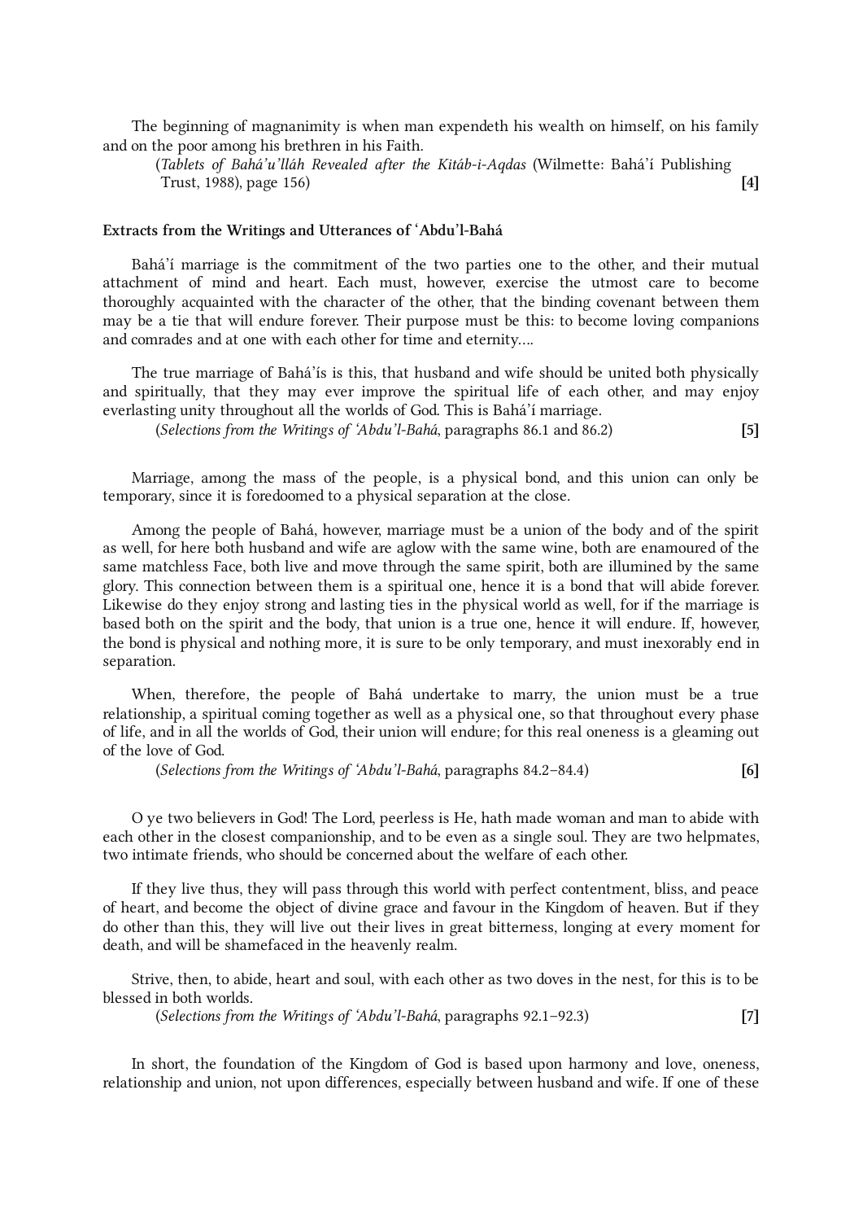The beginning of magnanimity is when man expendeth his wealth on himself, on his family and on the poor among his brethren in his Faith.

(*Tablets of Bahá'u'lláh Revealed after the Kitáb-i-Aqdas* (Wilmette: Bahá'í Publishing Trust, 1988), page 156) **[4]**

**Extracts from the Writings and Utterances of 'Abdu'l-Bahá**

Bahá'í marriage is the commitment of the two parties one to the other, and their mutual attachment of mind and heart. Each must, however, exercise the utmost care to become thoroughly acquainted with the character of the other, that the binding covenant between them may be a tie that will endure forever. Their purpose must be this: to become loving companions and comrades and at one with each other for time and eternity....

The true marriage of Bahá'ís is this, that husband and wife should be united both physically and spiritually, that they may ever improve the spiritual life of each other, and may enjoy everlasting unity throughout all the worlds of God. This is Bahá'í marriage.

(*Selections from the Writings of 'Abdu'l-Bahá*, paragraphs 86.1 and 86.2) **[5]**

Marriage, among the mass of the people, is a physical bond, and this union can only be temporary, since it is foredoomed to a physical separation at the close.

Among the people of Bahá, however, marriage must be a union of the body and of the spirit as well, for here both husband and wife are aglow with the same wine, both are enamoured of the same matchless Face, both live and move through the same spirit, both are illumined by the same glory. This connection between them is a spiritual one, hence it is a bond that will abide forever. Likewise do they enjoy strong and lasting ties in the physical world as well, for if the marriage is based both on the spirit and the body, that union is a true one, hence it will endure. If, however, the bond is physical and nothing more, it is sure to be only temporary, and must inexorably end in separation.

When, therefore, the people of Bahá undertake to marry, the union must be a true relationship, a spiritual coming together as well as a physical one, so that throughout every phase of life, and in all the worlds of God, their union will endure; for this real oneness is a gleaming out of the love of God.

(*Selections from the Writings of 'Abdu'l-Bahá*, paragraphs 84.2–84.4) **[6]**

O ye two believers in God! The Lord, peerless is He, hath made woman and man to abide with each other in the closest companionship, and to be even as a single soul. They are two helpmates, two intimate friends, who should be concerned about the welfare of each other.

If they live thus, they will pass through this world with perfect contentment, bliss, and peace of heart, and become the object of divine grace and favour in the Kingdom of heaven. But if they do other than this, they will live out their lives in great bitterness, longing at every moment for death, and will be shamefaced in the heavenly realm.

Strive, then, to abide, heart and soul, with each other as two doves in the nest, for this is to be blessed in both worlds.

(*Selections from the Writings of 'Abdu'l-Bahá*, paragraphs 92.1–92.3) **[7]**

In short, the foundation of the Kingdom of God is based upon harmony and love, oneness, relationship and union, not upon differences, especially between husband and wife. If one of these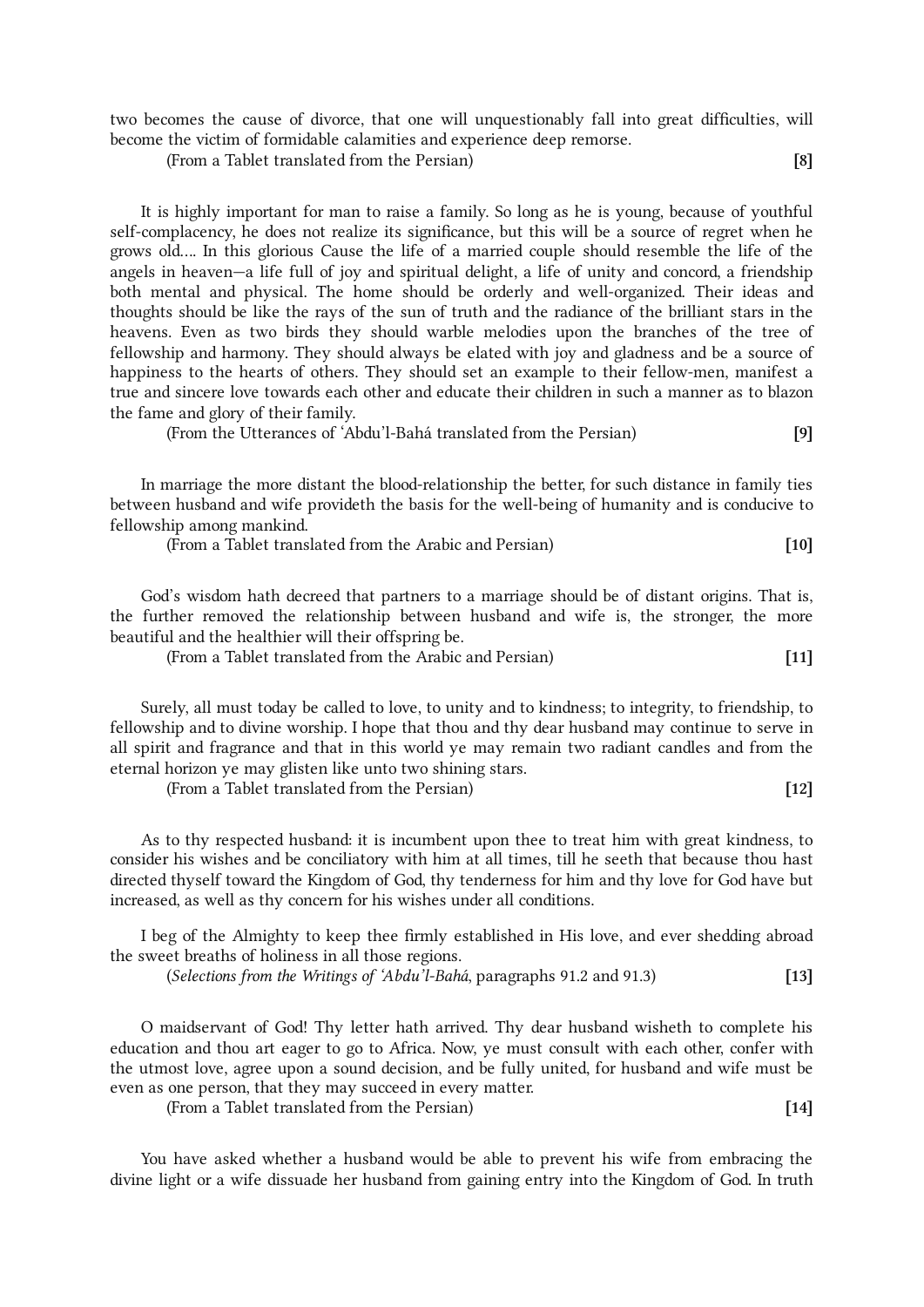two becomes the cause of divorce, that one will unquestionably fall into great difficulties, will become the victim of formidable calamities and experience deep remorse.

(From a Tablet translated from the Persian) **[8]**

It is highly important for man to raise a family. So long as he is young, because of youthful self-complacency, he does not realize its significance, but this will be a source of regret when he grows old.... In this glorious Cause the life of a married couple should resemble the life of the angels in heaven—a life full of joy and spiritual delight, a life of unity and concord, a friendship both mental and physical. The home should be orderly and well-organized. Their ideas and thoughts should be like the rays of the sun of truth and the radiance of the brilliant stars in the heavens. Even as two birds they should warble melodies upon the branches of the tree of fellowship and harmony. They should always be elated with joy and gladness and be a source of happiness to the hearts of others. They should set an example to their fellow-men, manifest a true and sincere love towards each other and educate their children in such a manner as to blazon the fame and glory of their family.

(From the Utterances of ‘Abdu’l-Bahá translated from the Persian) **[9]**

In marriage the more distant the blood-relationship the better, for such distance in family ties between husband and wife provideth the basis for the well-being of humanity and is conducive to fellowship among mankind.

(From a Tablet translated from the Arabic and Persian) **[10]**

God’s wisdom hath decreed that partners to a marriage should be of distant origins. That is, the further removed the relationship between husband and wife is, the stronger, the more beautiful and the healthier will their offspring be.

(From a Tablet translated from the Arabic and Persian) **[11]**

Surely, all must today be called to love, to unity and to kindness; to integrity, to friendship, to fellowship and to divine worship. I hope that thou and thy dear husband may continue to serve in all spirit and fragrance and that in this world ye may remain two radiant candles and from the eternal horizon ye may glisten like unto two shining stars.

(From a Tablet translated from the Persian) **[12]**

As to thy respected husband: it is incumbent upon thee to treat him with great kindness, to consider his wishes and be conciliatory with him at all times, till he seeth that because thou hast directed thyself toward the Kingdom of God, thy tenderness for him and thy love for God have but increased, as well as thy concern for his wishes under all conditions.

I beg of the Almighty to keep thee firmly established in His love, and ever shedding abroad the sweet breaths of holiness in all those regions.

(*Selections from the Writings of ‘Abdu’l-Bahá*, paragraphs 91.2 and 91.3) **[13]**

O maidservant of God! Thy letter hath arrived. Thy dear husband wisheth to complete his education and thou art eager to go to Africa. Now, ye must consult with each other, confer with the utmost love, agree upon a sound decision, and be fully united, for husband and wife must be even as one person, that they may succeed in every matter.

(From a Tablet translated from the Persian) **[14]**

You have asked whether a husband would be able to prevent his wife from embracing the divine light or a wife dissuade her husband from gaining entry into the Kingdom of God. In truth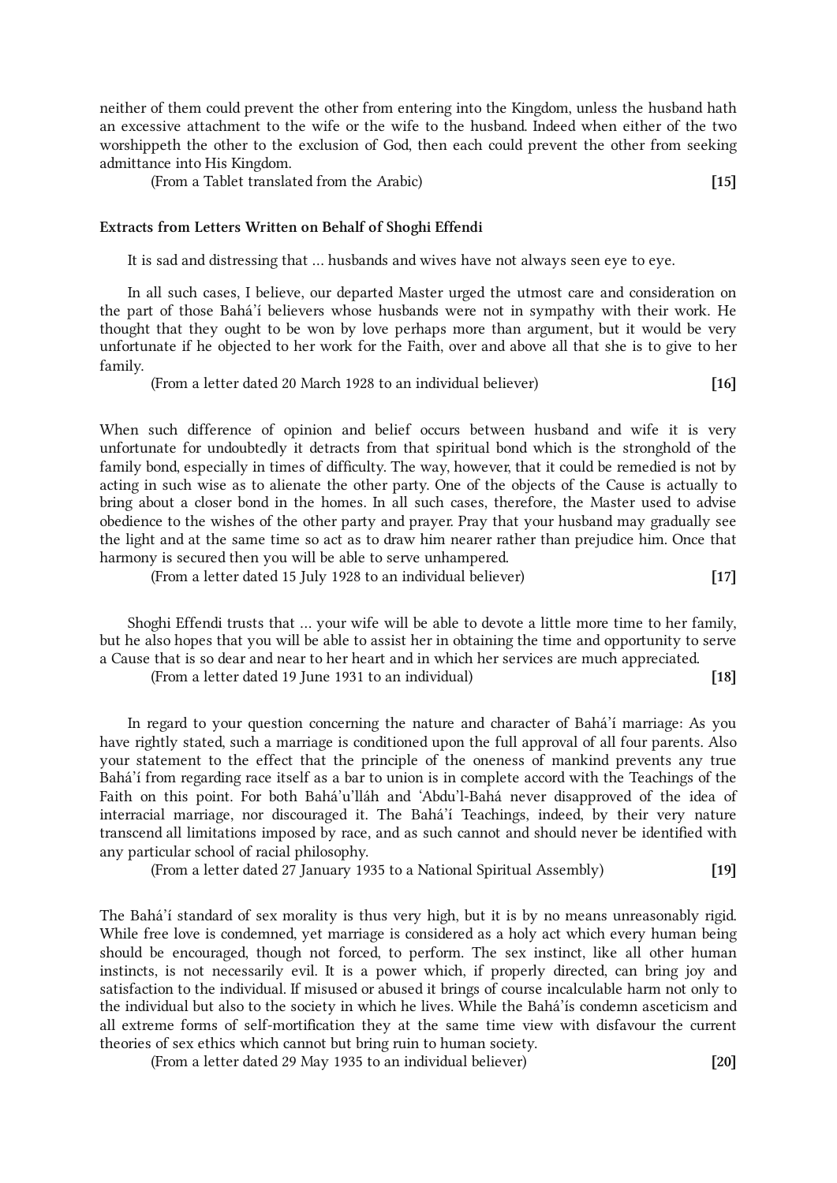neither of them could prevent the other from entering into the Kingdom, unless the husband hath an excessive attachment to the wife or the wife to the husband. Indeed when either of the two worshippeth the other to the exclusion of God, then each could prevent the other from seeking admittance into His Kingdom.

(From a Tablet translated from the Arabic) **[15]**

**Extracts from Letters Written on Behalf of Shoghi Effendi**

It is sad and distressing that … husbands and wives have not always seen eye to eye.

In all such cases, I believe, our departed Master urged the utmost care and consideration on the part of those Bahá'í believers whose husbands were not in sympathy with their work. He thought that they ought to be won by love perhaps more than argument, but it would be very unfortunate if he objected to her work for the Faith, over and above all that she is to give to her family.

(From a letter dated 20 March 1928 to an individual believer) **[16]**

When such difference of opinion and belief occurs between husband and wife it is very unfortunate for undoubtedly it detracts from that spiritual bond which is the stronghold of the family bond, especially in times of difficulty. The way, however, that it could be remedied is not by acting in such wise as to alienate the other party. One of the objects of the Cause is actually to bring about a closer bond in the homes. In all such cases, therefore, the Master used to advise obedience to the wishes of the other party and prayer. Pray that your husband may gradually see the light and at the same time so act as to draw him nearer rather than prejudice him. Once that harmony is secured then you will be able to serve unhampered.

(From a letter dated 15 July 1928 to an individual believer) **[17]**

Shoghi Effendi trusts that … your wife will be able to devote a little more time to her family, but he also hopes that you will be able to assist her in obtaining the time and opportunity to serve a Cause that is so dear and near to her heart and in which her services are much appreciated.

(From a letter dated 19 June 1931 to an individual) **[18]**

In regard to your question concerning the nature and character of Bahá'í marriage: As you have rightly stated, such a marriage is conditioned upon the full approval of all four parents. Also your statement to the effect that the principle of the oneness of mankind prevents any true Bahá'í from regarding race itself as a bar to union is in complete accord with the Teachings of the Faith on this point. For both Bahá'u'lláh and 'Abdu'l-Bahá never disapproved of the idea of interracial marriage, nor discouraged it. The Bahá'í Teachings, indeed, by their very nature transcend all limitations imposed by race, and as such cannot and should never be identified with any particular school of racial philosophy.

(From a letter dated 27 January 1935 to a National Spiritual Assembly) **[19]**

The Bahá'í standard of sex morality is thus very high, but it is by no means unreasonably rigid. While free love is condemned, yet marriage is considered as a holy act which every human being should be encouraged, though not forced, to perform. The sex instinct, like all other human instincts, is not necessarily evil. It is a power which, if properly directed, can bring joy and satisfaction to the individual. If misused or abused it brings of course incalculable harm not only to the individual but also to the society in which he lives. While the Bahá'ís condemn asceticism and all extreme forms of self-mortification they at the same time view with disfavour the current theories of sex ethics which cannot but bring ruin to human society.

(From a letter dated 29 May 1935 to an individual believer) **[20]**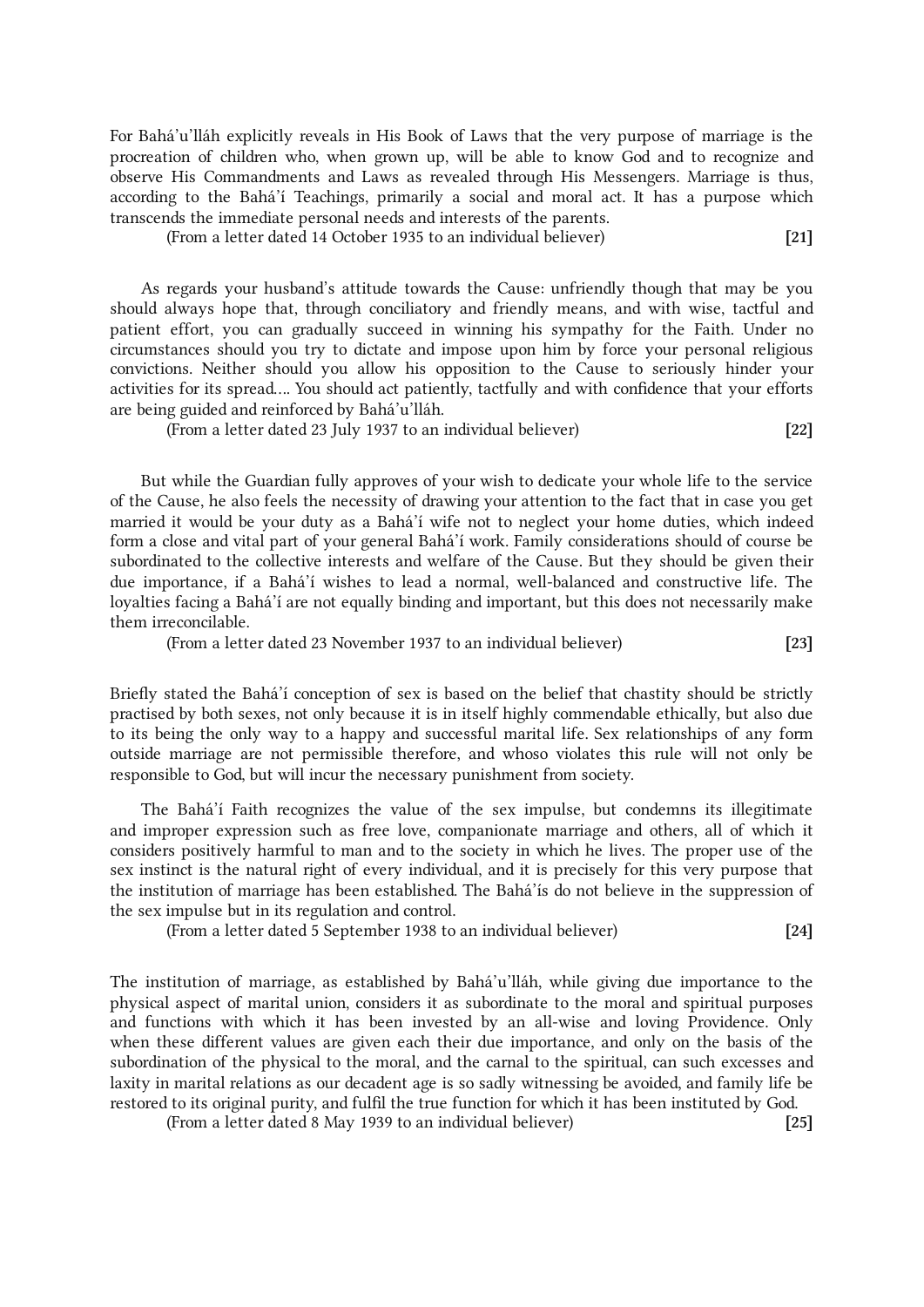For Bahá'u'lláh explicitly reveals in His Book of Laws that the very purpose of marriage is the procreation of children who, when grown up, will be able to know God and to recognize and observe His Commandments and Laws as revealed through His Messengers. Marriage is thus, according to the Bahá'í Teachings, primarily a social and moral act. It has a purpose which transcends the immediate personal needs and interests of the parents.

(From a letter dated 14 October 1935 to an individual believer) **[21]**

As regards your husband's attitude towards the Cause: unfriendly though that may be you should always hope that, through conciliatory and friendly means, and with wise, tactful and patient effort, you can gradually succeed in winning his sympathy for the Faith. Under no circumstances should you try to dictate and impose upon him by force your personal religious convictions. Neither should you allow his opposition to the Cause to seriously hinder your activities for its spread…. You should act patiently, tactfully and with confidence that your efforts are being guided and reinforced by Bahá'u'lláh.

(From a letter dated 23 July 1937 to an individual believer) **[22]**

But while the Guardian fully approves of your wish to dedicate your whole life to the service of the Cause, he also feels the necessity of drawing your attention to the fact that in case you get married it would be your duty as a Bahá'í wife not to neglect your home duties, which indeed form a close and vital part of your general Bahá'í work. Family considerations should of course be subordinated to the collective interests and welfare of the Cause. But they should be given their due importance, if a Bahá'í wishes to lead a normal, well-balanced and constructive life. The loyalties facing a Bahá'í are not equally binding and important, but this does not necessarily make them irreconcilable.

(From a letter dated 23 November 1937 to an individual believer) **[23]**

Briefly stated the Bahá'í conception of sex is based on the belief that chastity should be strictly practised by both sexes, not only because it is in itself highly commendable ethically, but also due to its being the only way to a happy and successful marital life. Sex relationships of any form outside marriage are not permissible therefore, and whoso violates this rule will not only be responsible to God, but will incur the necessary punishment from society.

The Bahá'í Faith recognizes the value of the sex impulse, but condemns its illegitimate and improper expression such as free love, companionate marriage and others, all of which it considers positively harmful to man and to the society in which he lives. The proper use of the sex instinct is the natural right of every individual, and it is precisely for this very purpose that the institution of marriage has been established. The Bahá'ís do not believe in the suppression of the sex impulse but in its regulation and control.

(From a letter dated 5 September 1938 to an individual believer) **[24]**

The institution of marriage, as established by Bahá'u'lláh, while giving due importance to the physical aspect of marital union, considers it as subordinate to the moral and spiritual purposes and functions with which it has been invested by an all-wise and loving Providence. Only when these different values are given each their due importance, and only on the basis of the subordination of the physical to the moral, and the carnal to the spiritual, can such excesses and laxity in marital relations as our decadent age is so sadly witnessing be avoided, and family life be restored to its original purity, and fulfil the true function for which it has been instituted by God.

(From a letter dated 8 May 1939 to an individual believer) **[25]**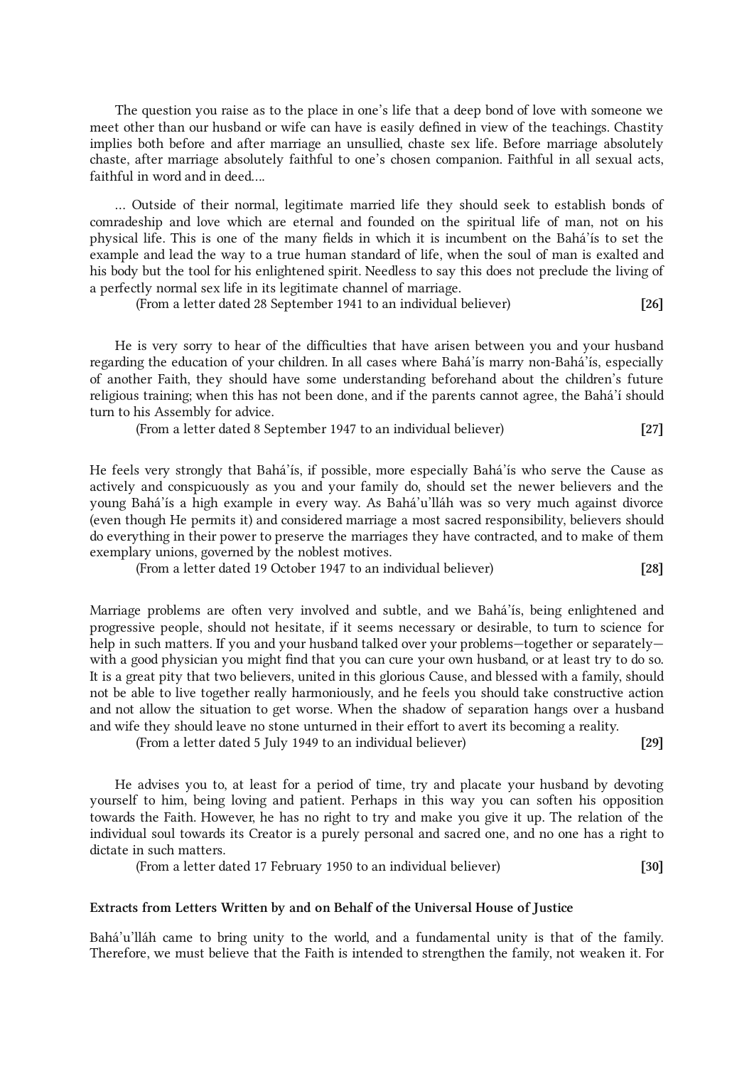The question you raise as to the place in one's life that a deep bond of love with someone we meet other than our husband or wife can have is easily defined in view of the teachings. Chastity implies both before and after marriage an unsullied, chaste sex life. Before marriage absolutely chaste, after marriage absolutely faithful to one's chosen companion. Faithful in all sexual acts, faithful in word and in deed....

... Outside of their normal, legitimate married life they should seek to establish bonds of comradeship and love which are eternal and founded on the spiritual life of man, not on his physical life. This is one of the many fields in which it is incumbent on the Bahá'ís to set the example and lead the way to a true human standard of life, when the soul of man is exalted and his body but the tool for his enlightened spirit. Needless to say this does not preclude the living of a perfectly normal sex life in its legitimate channel of marriage.

(From a letter dated 28 September 1941 to an individual believer) **[26]**

He is very sorry to hear of the difficulties that have arisen between you and your husband regarding the education of your children. In all cases where Bahá'ís marry non-Bahá'ís, especially of another Faith, they should have some understanding beforehand about the children's future religious training; when this has not been done, and if the parents cannot agree, the Bahá'í should turn to his Assembly for advice.

(From a letter dated 8 September 1947 to an individual believer) **[27]**

He feels very strongly that Bahá'ís, if possible, more especially Bahá'ís who serve the Cause as actively and conspicuously as you and your family do, should set the newer believers and the young Bahá'ís a high example in every way. As Bahá'u'lláh was so very much against divorce (even though He permits it) and considered marriage a most sacred responsibility, believers should do everything in their power to preserve the marriages they have contracted, and to make of them exemplary unions, governed by the noblest motives.

(From a letter dated 19 October 1947 to an individual believer) **[28]**

Marriage problems are often very involved and subtle, and we Bahá'ís, being enlightened and progressive people, should not hesitate, if it seems necessary or desirable, to turn to science for help in such matters. If you and your husband talked over your problems—together or separately—with a good physician you might find that you can cure your own husband, or at least try to do so. It is a great pity that two believers, united in this glorious Cause, and blessed with a family, should not be able to live together really harmoniously, and he feels you should take constructive action and not allow the situation to get worse. When the shadow of separation hangs over a husband and wife they should leave no stone unturned in their effort to avert its becoming a reality.

(From a letter dated 5 July 1949 to an individual believer) **[29]**

He advises you to, at least for a period of time, try and placate your husband by devoting yourself to him, being loving and patient. Perhaps in this way you can soften his opposition towards the Faith. However, he has no right to try and make you give it up. The relation of the individual soul towards its Creator is a purely personal and sacred one, and no one has a right to dictate in such matters.

(From a letter dated 17 February 1950 to an individual believer) **[30]**

#### Extracts from Letters Written by and on Behalf of the Universal House of Justice

Bahá'u'lláh came to bring unity to the world, and a fundamental unity is that of the family. Therefore, we must believe that the Faith is intended to strengthen the family, not weaken it. For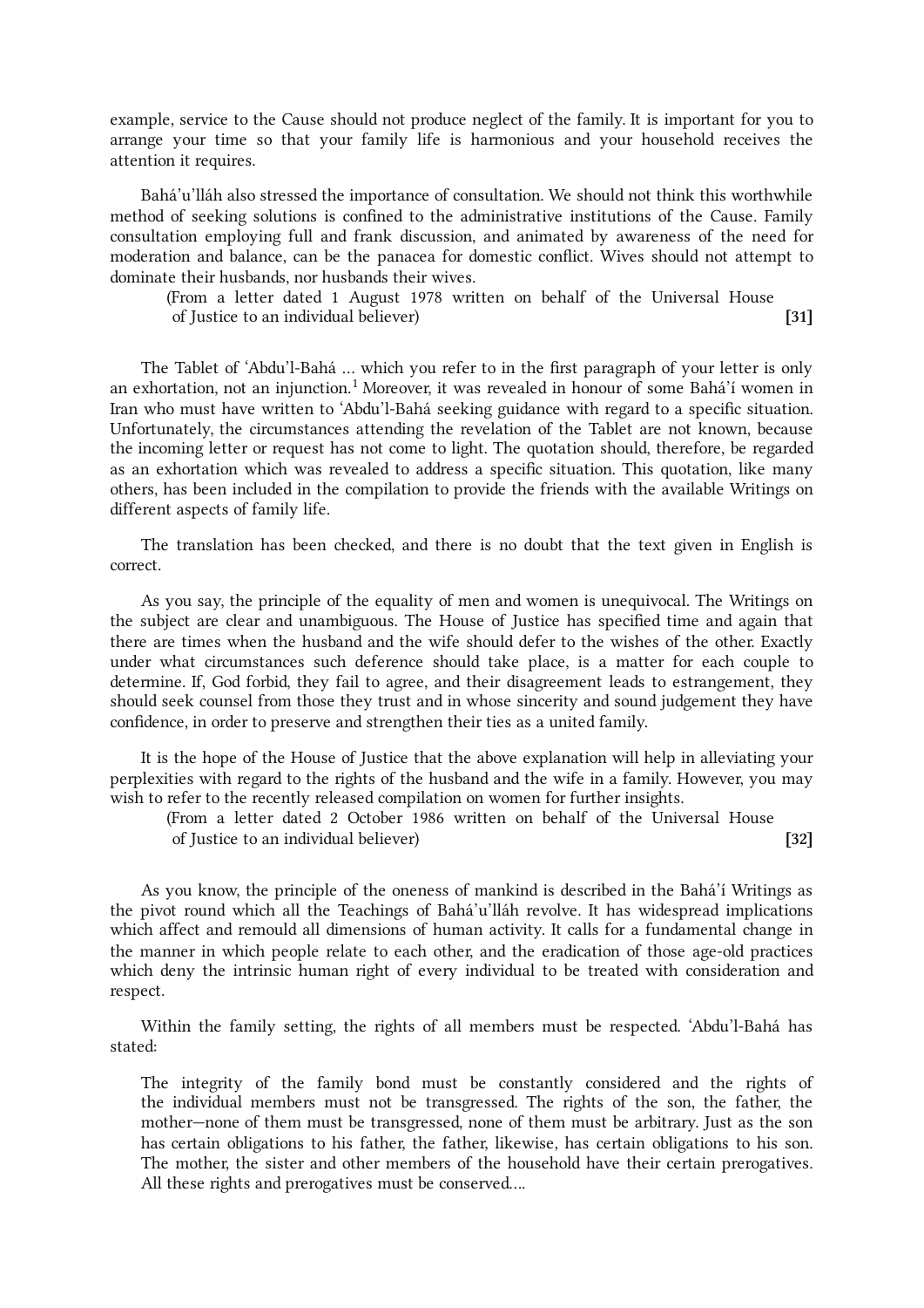example, service to the Cause should not produce neglect of the family. It is important for you to arrange your time so that your family life is harmonious and your household receives the attention it requires.

Bahá'u'lláh also stressed the importance of consultation. We should not think this worthwhile method of seeking solutions is confined to the administrative institutions of the Cause. Family consultation employing full and frank discussion, and animated by awareness of the need for moderation and balance, can be the panacea for domestic conflict. Wives should not attempt to dominate their husbands, nor husbands their wives.

(From a letter dated 1 August 1978 written on behalf of the Universal House of Justice to an individual believer) **[31]**

The Tablet of 'Abdu'l-Bahá ... which you refer to in the first paragraph of your letter is only an exhortation, not an injunction.[1] Moreover, it was revealed in honour of some Bahá'í women in Iran who must have written to 'Abdu'l-Bahá seeking guidance with regard to a specific situation. Unfortunately, the circumstances attending the revelation of the Tablet are not known, because the incoming letter or request has not come to light. The quotation should, therefore, be regarded as an exhortation which was revealed to address a specific situation. This quotation, like many others, has been included in the compilation to provide the friends with the available Writings on different aspects of family life.

The translation has been checked, and there is no doubt that the text given in English is correct.

As you say, the principle of the equality of men and women is unequivocal. The Writings on the subject are clear and unambiguous. The House of Justice has specified time and again that there are times when the husband and the wife should defer to the wishes of the other. Exactly under what circumstances such deference should take place, is a matter for each couple to determine. If, God forbid, they fail to agree, and their disagreement leads to estrangement, they should seek counsel from those they trust and in whose sincerity and sound judgement they have confidence, in order to preserve and strengthen their ties as a united family.

It is the hope of the House of Justice that the above explanation will help in alleviating your perplexities with regard to the rights of the husband and the wife in a family. However, you may wish to refer to the recently released compilation on women for further insights.

(From a letter dated 2 October 1986 written on behalf of the Universal House of Justice to an individual believer) **[32]**

As you know, the principle of the oneness of mankind is described in the Bahá'í Writings as the pivot round which all the Teachings of Bahá'u'lláh revolve. It has widespread implications which affect and remould all dimensions of human activity. It calls for a fundamental change in the manner in which people relate to each other, and the eradication of those age-old practices which deny the intrinsic human right of every individual to be treated with consideration and respect.

Within the family setting, the rights of all members must be respected. 'Abdu'l-Bahá has stated:

> The integrity of the family bond must be constantly considered and the rights of the individual members must not be transgressed. The rights of the son, the father, the mother—none of them must be transgressed, none of them must be arbitrary. Just as the son has certain obligations to his father, the father, likewise, has certain obligations to his son. The mother, the sister and other members of the household have their certain prerogatives. All these rights and prerogatives must be conserved....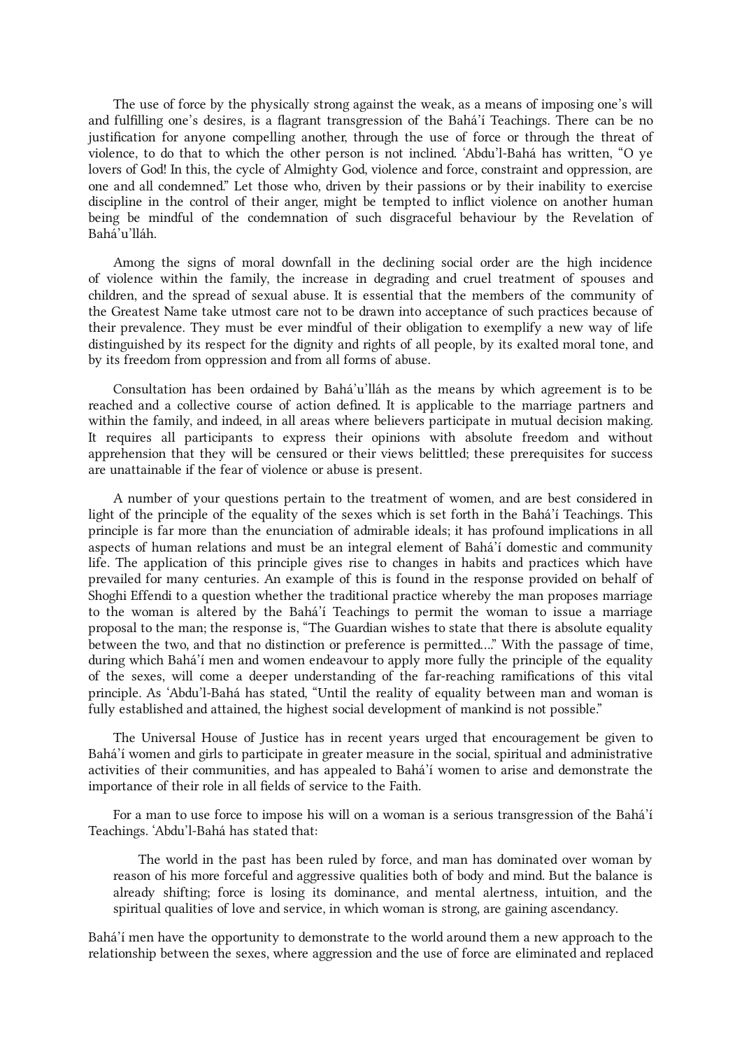The use of force by the physically strong against the weak, as a means of imposing one's will and fulfilling one's desires, is a flagrant transgression of the Bahá'í Teachings. There can be no justification for anyone compelling another, through the use of force or through the threat of violence, to do that to which the other person is not inclined. 'Abdu'l-Bahá has written, "O ye lovers of God! In this, the cycle of Almighty God, violence and force, constraint and oppression, are one and all condemned." Let those who, driven by their passions or by their inability to exercise discipline in the control of their anger, might be tempted to inflict violence on another human being be mindful of the condemnation of such disgraceful behaviour by the Revelation of Bahá'u'lláh.

Among the signs of moral downfall in the declining social order are the high incidence of violence within the family, the increase in degrading and cruel treatment of spouses and children, and the spread of sexual abuse. It is essential that the members of the community of the Greatest Name take utmost care not to be drawn into acceptance of such practices because of their prevalence. They must be ever mindful of their obligation to exemplify a new way of life distinguished by its respect for the dignity and rights of all people, by its exalted moral tone, and by its freedom from oppression and from all forms of abuse.

Consultation has been ordained by Bahá'u'lláh as the means by which agreement is to be reached and a collective course of action defined. It is applicable to the marriage partners and within the family, and indeed, in all areas where believers participate in mutual decision making. It requires all participants to express their opinions with absolute freedom and without apprehension that they will be censured or their views belittled; these prerequisites for success are unattainable if the fear of violence or abuse is present.

A number of your questions pertain to the treatment of women, and are best considered in light of the principle of the equality of the sexes which is set forth in the Bahá'í Teachings. This principle is far more than the enunciation of admirable ideals; it has profound implications in all aspects of human relations and must be an integral element of Bahá'í domestic and community life. The application of this principle gives rise to changes in habits and practices which have prevailed for many centuries. An example of this is found in the response provided on behalf of Shoghi Effendi to a question whether the traditional practice whereby the man proposes marriage to the woman is altered by the Bahá'í Teachings to permit the woman to issue a marriage proposal to the man; the response is, "The Guardian wishes to state that there is absolute equality between the two, and that no distinction or preference is permitted...." With the passage of time, during which Bahá'í men and women endeavour to apply more fully the principle of the equality of the sexes, will come a deeper understanding of the far-reaching ramifications of this vital principle. As 'Abdu'l-Bahá has stated, "Until the reality of equality between man and woman is fully established and attained, the highest social development of mankind is not possible."

The Universal House of Justice has in recent years urged that encouragement be given to Bahá'í women and girls to participate in greater measure in the social, spiritual and administrative activities of their communities, and has appealed to Bahá'í women to arise and demonstrate the importance of their role in all fields of service to the Faith.

For a man to use force to impose his will on a woman is a serious transgression of the Bahá'í Teachings. 'Abdu'l-Bahá has stated that:

> The world in the past has been ruled by force, and man has dominated over woman by reason of his more forceful and aggressive qualities both of body and mind. But the balance is already shifting; force is losing its dominance, and mental alertness, intuition, and the spiritual qualities of love and service, in which woman is strong, are gaining ascendancy.

Bahá'í men have the opportunity to demonstrate to the world around them a new approach to the relationship between the sexes, where aggression and the use of force are eliminated and replaced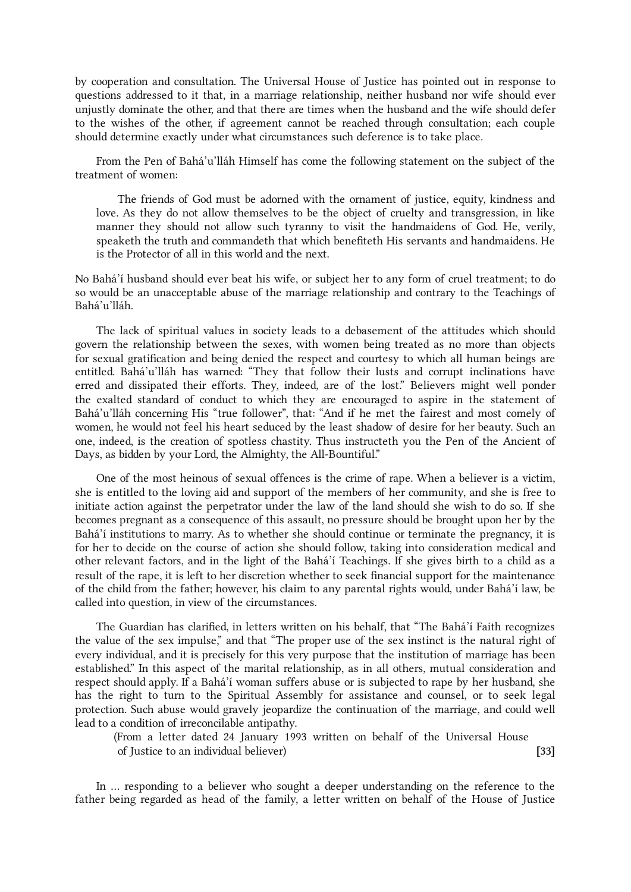by cooperation and consultation. The Universal House of Justice has pointed out in response to questions addressed to it that, in a marriage relationship, neither husband nor wife should ever unjustly dominate the other, and that there are times when the husband and the wife should defer to the wishes of the other, if agreement cannot be reached through consultation; each couple should determine exactly under what circumstances such deference is to take place.

From the Pen of Bahá'u'lláh Himself has come the following statement on the subject of the treatment of women:

> The friends of God must be adorned with the ornament of justice, equity, kindness and love. As they do not allow themselves to be the object of cruelty and transgression, in like manner they should not allow such tyranny to visit the handmaidens of God. He, verily, speaketh the truth and commandeth that which benefiteth His servants and handmaidens. He is the Protector of all in this world and the next.

No Bahá'í husband should ever beat his wife, or subject her to any form of cruel treatment; to do so would be an unacceptable abuse of the marriage relationship and contrary to the Teachings of Bahá'u'lláh.

The lack of spiritual values in society leads to a debasement of the attitudes which should govern the relationship between the sexes, with women being treated as no more than objects for sexual gratification and being denied the respect and courtesy to which all human beings are entitled. Bahá'u'lláh has warned: "They that follow their lusts and corrupt inclinations have erred and dissipated their efforts. They, indeed, are of the lost." Believers might well ponder the exalted standard of conduct to which they are encouraged to aspire in the statement of Bahá'u'lláh concerning His "true follower", that: "And if he met the fairest and most comely of women, he would not feel his heart seduced by the least shadow of desire for her beauty. Such an one, indeed, is the creation of spotless chastity. Thus instructeth you the Pen of the Ancient of Days, as bidden by your Lord, the Almighty, the All-Bountiful."

One of the most heinous of sexual offences is the crime of rape. When a believer is a victim, she is entitled to the loving aid and support of the members of her community, and she is free to initiate action against the perpetrator under the law of the land should she wish to do so. If she becomes pregnant as a consequence of this assault, no pressure should be brought upon her by the Bahá'í institutions to marry. As to whether she should continue or terminate the pregnancy, it is for her to decide on the course of action she should follow, taking into consideration medical and other relevant factors, and in the light of the Bahá'í Teachings. If she gives birth to a child as a result of the rape, it is left to her discretion whether to seek financial support for the maintenance of the child from the father; however, his claim to any parental rights would, under Bahá'í law, be called into question, in view of the circumstances.

The Guardian has clarified, in letters written on his behalf, that "The Bahá'í Faith recognizes the value of the sex impulse," and that "The proper use of the sex instinct is the natural right of every individual, and it is precisely for this very purpose that the institution of marriage has been established." In this aspect of the marital relationship, as in all others, mutual consideration and respect should apply. If a Bahá'í woman suffers abuse or is subjected to rape by her husband, she has the right to turn to the Spiritual Assembly for assistance and counsel, or to seek legal protection. Such abuse would gravely jeopardize the continuation of the marriage, and could well lead to a condition of irreconcilable antipathy.

(From a letter dated 24 January 1993 written on behalf of the Universal House of Justice to an individual believer) **[33]**

In … responding to a believer who sought a deeper understanding on the reference to the father being regarded as head of the family, a letter written on behalf of the House of Justice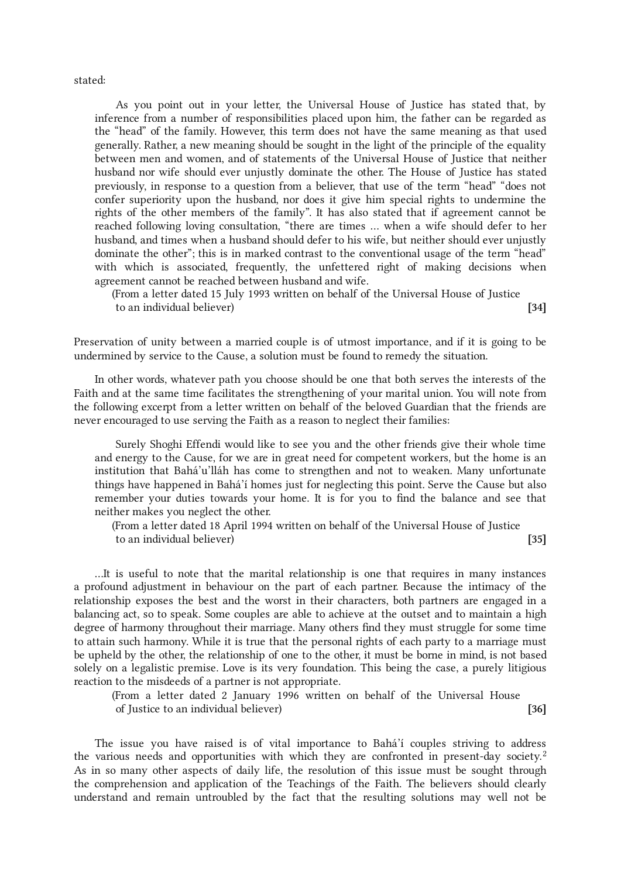stated:

> As you point out in your letter, the Universal House of Justice has stated that, by inference from a number of responsibilities placed upon him, the father can be regarded as the "head" of the family. However, this term does not have the same meaning as that used generally. Rather, a new meaning should be sought in the light of the principle of the equality between men and women, and of statements of the Universal House of Justice that neither husband nor wife should ever unjustly dominate the other. The House of Justice has stated previously, in response to a question from a believer, that use of the term "head" "does not confer superiority upon the husband, nor does it give him special rights to undermine the rights of the other members of the family". It has also stated that if agreement cannot be reached following loving consultation, "there are times … when a wife should defer to her husband, and times when a husband should defer to his wife, but neither should ever unjustly dominate the other"; this is in marked contrast to the conventional usage of the term "head" with which is associated, frequently, the unfettered right of making decisions when agreement cannot be reached between husband and wife.
>
> (From a letter dated 15 July 1993 written on behalf of the Universal House of Justice to an individual believer) **[34]**

Preservation of unity between a married couple is of utmost importance, and if it is going to be undermined by service to the Cause, a solution must be found to remedy the situation.

In other words, whatever path you choose should be one that both serves the interests of the Faith and at the same time facilitates the strengthening of your marital union. You will note from the following excerpt from a letter written on behalf of the beloved Guardian that the friends are never encouraged to use serving the Faith as a reason to neglect their families:

> Surely Shoghi Effendi would like to see you and the other friends give their whole time and energy to the Cause, for we are in great need for competent workers, but the home is an institution that Bahá'u'lláh has come to strengthen and not to weaken. Many unfortunate things have happened in Bahá'í homes just for neglecting this point. Serve the Cause but also remember your duties towards your home. It is for you to find the balance and see that neither makes you neglect the other.
>
> (From a letter dated 18 April 1994 written on behalf of the Universal House of Justice to an individual believer) **[35]**

…It is useful to note that the marital relationship is one that requires in many instances a profound adjustment in behaviour on the part of each partner. Because the intimacy of the relationship exposes the best and the worst in their characters, both partners are engaged in a balancing act, so to speak. Some couples are able to achieve at the outset and to maintain a high degree of harmony throughout their marriage. Many others find they must struggle for some time to attain such harmony. While it is true that the personal rights of each party to a marriage must be upheld by the other, the relationship of one to the other, it must be borne in mind, is not based solely on a legalistic premise. Love is its very foundation. This being the case, a purely litigious reaction to the misdeeds of a partner is not appropriate.

> (From a letter dated 2 January 1996 written on behalf of the Universal House of Justice to an individual believer) **[36]**

The issue you have raised is of vital importance to Bahá'í couples striving to address the various needs and opportunities with which they are confronted in present-day society.[2] As in so many other aspects of daily life, the resolution of this issue must be sought through the comprehension and application of the Teachings of the Faith. The believers should clearly understand and remain untroubled by the fact that the resulting solutions may well not be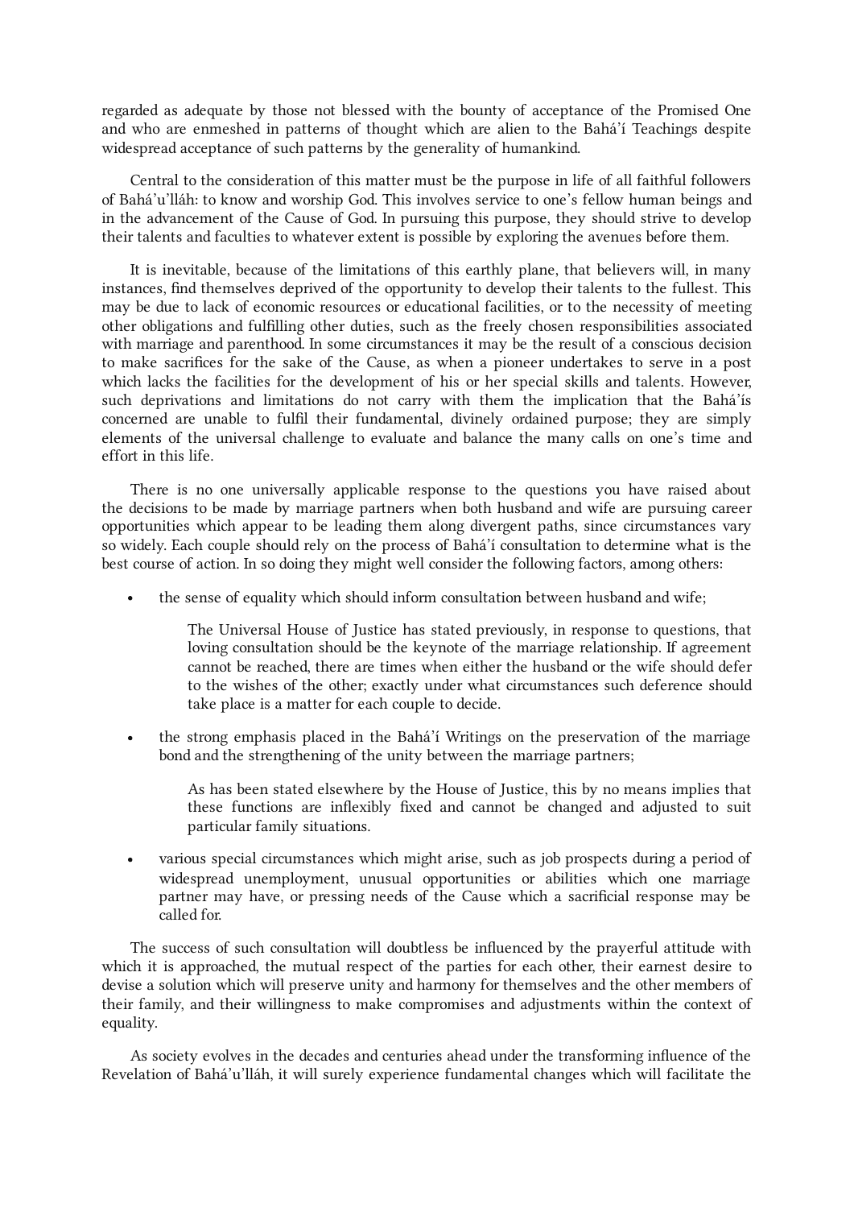regarded as adequate by those not blessed with the bounty of acceptance of the Promised One and who are enmeshed in patterns of thought which are alien to the Bahá'í Teachings despite widespread acceptance of such patterns by the generality of humankind.

Central to the consideration of this matter must be the purpose in life of all faithful followers of Bahá'u'lláh: to know and worship God. This involves service to one's fellow human beings and in the advancement of the Cause of God. In pursuing this purpose, they should strive to develop their talents and faculties to whatever extent is possible by exploring the avenues before them.

It is inevitable, because of the limitations of this earthly plane, that believers will, in many instances, find themselves deprived of the opportunity to develop their talents to the fullest. This may be due to lack of economic resources or educational facilities, or to the necessity of meeting other obligations and fulfilling other duties, such as the freely chosen responsibilities associated with marriage and parenthood. In some circumstances it may be the result of a conscious decision to make sacrifices for the sake of the Cause, as when a pioneer undertakes to serve in a post which lacks the facilities for the development of his or her special skills and talents. However, such deprivations and limitations do not carry with them the implication that the Bahá'ís concerned are unable to fulfil their fundamental, divinely ordained purpose; they are simply elements of the universal challenge to evaluate and balance the many calls on one's time and effort in this life.

There is no one universally applicable response to the questions you have raised about the decisions to be made by marriage partners when both husband and wife are pursuing career opportunities which appear to be leading them along divergent paths, since circumstances vary so widely. Each couple should rely on the process of Bahá'í consultation to determine what is the best course of action. In so doing they might well consider the following factors, among others:

- the sense of equality which should inform consultation between husband and wife;

  > The Universal House of Justice has stated previously, in response to questions, that loving consultation should be the keynote of the marriage relationship. If agreement cannot be reached, there are times when either the husband or the wife should defer to the wishes of the other; exactly under what circumstances such deference should take place is a matter for each couple to decide.

- the strong emphasis placed in the Bahá'í Writings on the preservation of the marriage bond and the strengthening of the unity between the marriage partners;

  > As has been stated elsewhere by the House of Justice, this by no means implies that these functions are inflexibly fixed and cannot be changed and adjusted to suit particular family situations.

- various special circumstances which might arise, such as job prospects during a period of widespread unemployment, unusual opportunities or abilities which one marriage partner may have, or pressing needs of the Cause which a sacrificial response may be called for.

The success of such consultation will doubtless be influenced by the prayerful attitude with which it is approached, the mutual respect of the parties for each other, their earnest desire to devise a solution which will preserve unity and harmony for themselves and the other members of their family, and their willingness to make compromises and adjustments within the context of equality.

As society evolves in the decades and centuries ahead under the transforming influence of the Revelation of Bahá'u'lláh, it will surely experience fundamental changes which will facilitate the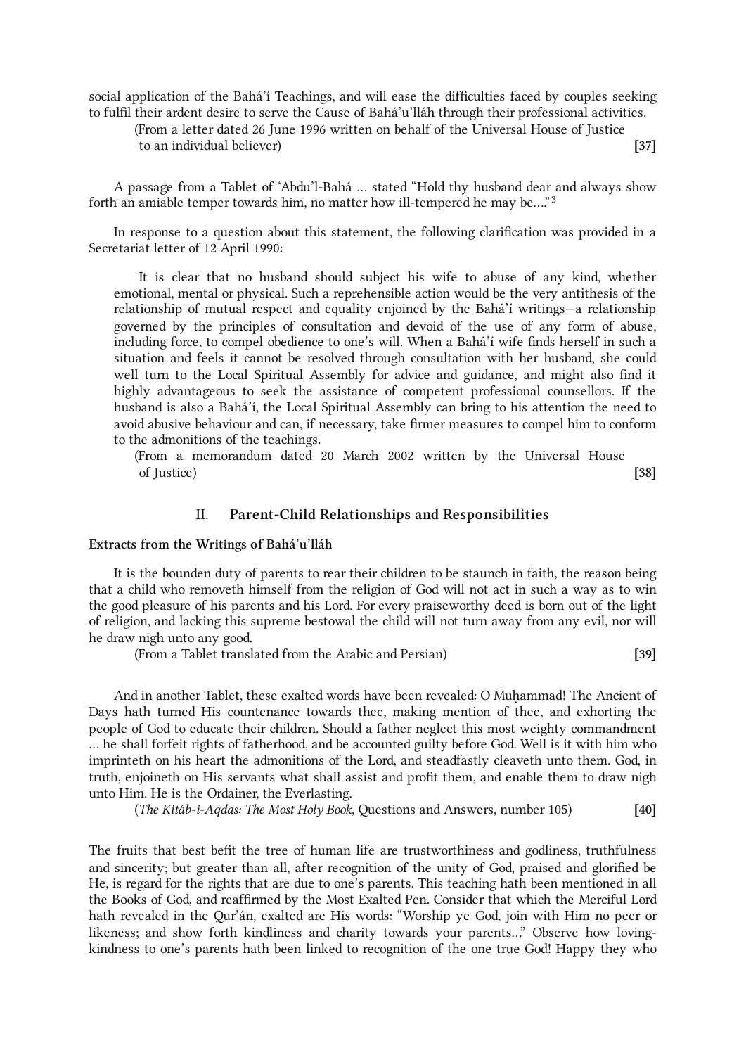social application of the Bahá'í Teachings, and will ease the difficulties faced by couples seeking to fulfil their ardent desire to serve the Cause of Bahá'u'lláh through their professional activities.

(From a letter dated 26 June 1996 written on behalf of the Universal House of Justice to an individual believer) **[37]**

A passage from a Tablet of 'Abdu'l-Bahá … stated "Hold thy husband dear and always show forth an amiable temper towards him, no matter how ill-tempered he may be…."[3]

In response to a question about this statement, the following clarification was provided in a Secretariat letter of 12 April 1990:

> It is clear that no husband should subject his wife to abuse of any kind, whether emotional, mental or physical. Such a reprehensible action would be the very antithesis of the relationship of mutual respect and equality enjoined by the Bahá'í writings—a relationship governed by the principles of consultation and devoid of the use of any form of abuse, including force, to compel obedience to one's will. When a Bahá'í wife finds herself in such a situation and feels it cannot be resolved through consultation with her husband, she could well turn to the Local Spiritual Assembly for advice and guidance, and might also find it highly advantageous to seek the assistance of competent professional counsellors. If the husband is also a Bahá'í, the Local Spiritual Assembly can bring to his attention the need to avoid abusive behaviour and can, if necessary, take firmer measures to compel him to conform to the admonitions of the teachings.

(From a memorandum dated 20 March 2002 written by the Universal House of Justice) **[38]**

## II. Parent-Child Relationships and Responsibilities

### Extracts from the Writings of Bahá'u'lláh

It is the bounden duty of parents to rear their children to be staunch in faith, the reason being that a child who removeth himself from the religion of God will not act in such a way as to win the good pleasure of his parents and his Lord. For every praiseworthy deed is born out of the light of religion, and lacking this supreme bestowal the child will not turn away from any evil, nor will he draw nigh unto any good.

(From a Tablet translated from the Arabic and Persian) **[39]**

And in another Tablet, these exalted words have been revealed: O Muḥammad! The Ancient of Days hath turned His countenance towards thee, making mention of thee, and exhorting the people of God to educate their children. Should a father neglect this most weighty commandment … he shall forfeit rights of fatherhood, and be accounted guilty before God. Well is it with him who imprinteth on his heart the admonitions of the Lord, and steadfastly cleaveth unto them. God, in truth, enjoineth on His servants what shall assist and profit them, and enable them to draw nigh unto Him. He is the Ordainer, the Everlasting.

(*The Kitáb-i-Aqdas: The Most Holy Book*, Questions and Answers, number 105) **[40]**

The fruits that best befit the tree of human life are trustworthiness and godliness, truthfulness and sincerity; but greater than all, after recognition of the unity of God, praised and glorified be He, is regard for the rights that are due to one's parents. This teaching hath been mentioned in all the Books of God, and reaffirmed by the Most Exalted Pen. Consider that which the Merciful Lord hath revealed in the Qur'án, exalted are His words: "Worship ye God, join with Him no peer or likeness; and show forth kindliness and charity towards your parents…" Observe how loving-kindness to one's parents hath been linked to recognition of the one true God! Happy they who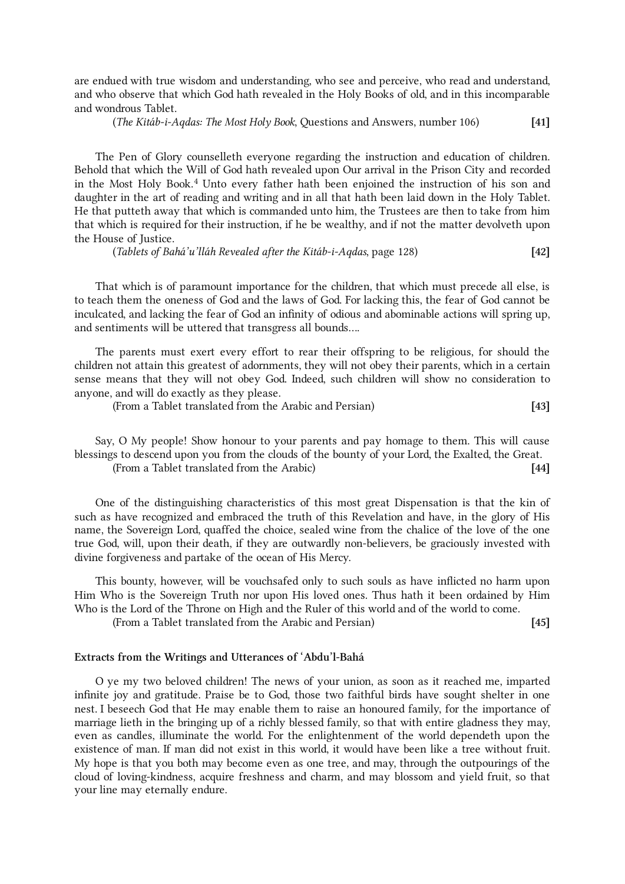are endued with true wisdom and understanding, who see and perceive, who read and understand, and who observe that which God hath revealed in the Holy Books of old, and in this incomparable and wondrous Tablet.

(*The Kitáb-i-Aqdas: The Most Holy Book*, Questions and Answers, number 106) **[41]**

The Pen of Glory counselleth everyone regarding the instruction and education of children. Behold that which the Will of God hath revealed upon Our arrival in the Prison City and recorded in the Most Holy Book.[4] Unto every father hath been enjoined the instruction of his son and daughter in the art of reading and writing and in all that hath been laid down in the Holy Tablet. He that putteth away that which is commanded unto him, the Trustees are then to take from him that which is required for their instruction, if he be wealthy, and if not the matter devolveth upon the House of Justice.

(*Tablets of Bahá'u'lláh Revealed after the Kitáb-i-Aqdas*, page 128) **[42]**

That which is of paramount importance for the children, that which must precede all else, is to teach them the oneness of God and the laws of God. For lacking this, the fear of God cannot be inculcated, and lacking the fear of God an infinity of odious and abominable actions will spring up, and sentiments will be uttered that transgress all bounds....

The parents must exert every effort to rear their offspring to be religious, for should the children not attain this greatest of adornments, they will not obey their parents, which in a certain sense means that they will not obey God. Indeed, such children will show no consideration to anyone, and will do exactly as they please.

(From a Tablet translated from the Arabic and Persian) **[43]**

Say, O My people! Show honour to your parents and pay homage to them. This will cause blessings to descend upon you from the clouds of the bounty of your Lord, the Exalted, the Great.

(From a Tablet translated from the Arabic) **[44]**

One of the distinguishing characteristics of this most great Dispensation is that the kin of such as have recognized and embraced the truth of this Revelation and have, in the glory of His name, the Sovereign Lord, quaffed the choice, sealed wine from the chalice of the love of the one true God, will, upon their death, if they are outwardly non-believers, be graciously invested with divine forgiveness and partake of the ocean of His Mercy.

This bounty, however, will be vouchsafed only to such souls as have inflicted no harm upon Him Who is the Sovereign Truth nor upon His loved ones. Thus hath it been ordained by Him Who is the Lord of the Throne on High and the Ruler of this world and of the world to come.

(From a Tablet translated from the Arabic and Persian) **[45]**

### Extracts from the Writings and Utterances of 'Abdu'l-Bahá

O ye my two beloved children! The news of your union, as soon as it reached me, imparted infinite joy and gratitude. Praise be to God, those two faithful birds have sought shelter in one nest. I beseech God that He may enable them to raise an honoured family, for the importance of marriage lieth in the bringing up of a richly blessed family, so that with entire gladness they may, even as candles, illuminate the world. For the enlightenment of the world dependeth upon the existence of man. If man did not exist in this world, it would have been like a tree without fruit. My hope is that you both may become even as one tree, and may, through the outpourings of the cloud of loving-kindness, acquire freshness and charm, and may blossom and yield fruit, so that your line may eternally endure.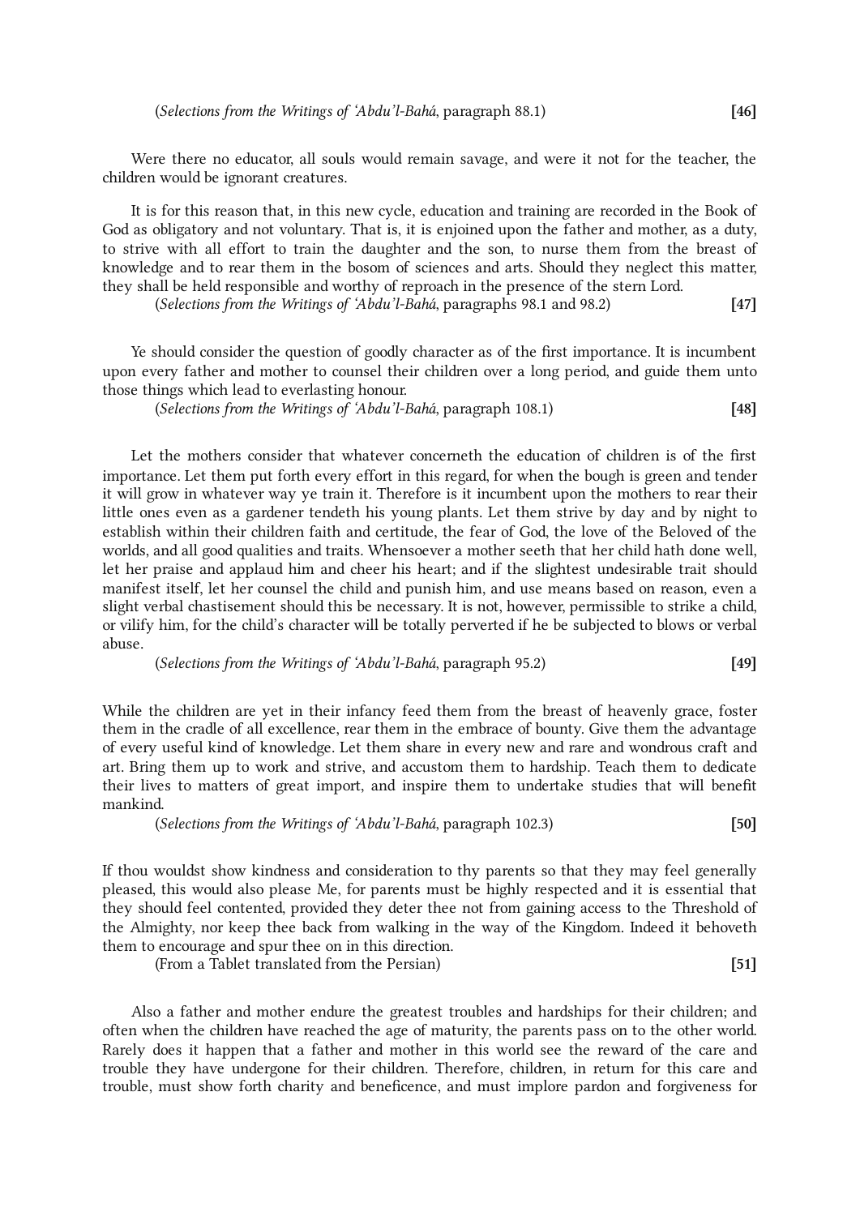(*Selections from the Writings of ʻAbduʼl-Bahá*, paragraph 88.1) **[46]**

Were there no educator, all souls would remain savage, and were it not for the teacher, the children would be ignorant creatures.

It is for this reason that, in this new cycle, education and training are recorded in the Book of God as obligatory and not voluntary. That is, it is enjoined upon the father and mother, as a duty, to strive with all effort to train the daughter and the son, to nurse them from the breast of knowledge and to rear them in the bosom of sciences and arts. Should they neglect this matter, they shall be held responsible and worthy of reproach in the presence of the stern Lord.

(*Selections from the Writings of ʻAbduʼl-Bahá*, paragraphs 98.1 and 98.2) **[47]**

Ye should consider the question of goodly character as of the first importance. It is incumbent upon every father and mother to counsel their children over a long period, and guide them unto those things which lead to everlasting honour.

(*Selections from the Writings of ʻAbduʼl-Bahá*, paragraph 108.1) **[48]**

Let the mothers consider that whatever concerneth the education of children is of the first importance. Let them put forth every effort in this regard, for when the bough is green and tender it will grow in whatever way ye train it. Therefore is it incumbent upon the mothers to rear their little ones even as a gardener tendeth his young plants. Let them strive by day and by night to establish within their children faith and certitude, the fear of God, the love of the Beloved of the worlds, and all good qualities and traits. Whensoever a mother seeth that her child hath done well, let her praise and applaud him and cheer his heart; and if the slightest undesirable trait should manifest itself, let her counsel the child and punish him, and use means based on reason, even a slight verbal chastisement should this be necessary. It is not, however, permissible to strike a child, or vilify him, for the child's character will be totally perverted if he be subjected to blows or verbal abuse.

(*Selections from the Writings of ʻAbduʼl-Bahá*, paragraph 95.2) **[49]**

While the children are yet in their infancy feed them from the breast of heavenly grace, foster them in the cradle of all excellence, rear them in the embrace of bounty. Give them the advantage of every useful kind of knowledge. Let them share in every new and rare and wondrous craft and art. Bring them up to work and strive, and accustom them to hardship. Teach them to dedicate their lives to matters of great import, and inspire them to undertake studies that will benefit mankind.

(*Selections from the Writings of ʻAbduʼl-Bahá*, paragraph 102.3) **[50]**

If thou wouldst show kindness and consideration to thy parents so that they may feel generally pleased, this would also please Me, for parents must be highly respected and it is essential that they should feel contented, provided they deter thee not from gaining access to the Threshold of the Almighty, nor keep thee back from walking in the way of the Kingdom. Indeed it behoveth them to encourage and spur thee on in this direction.

(From a Tablet translated from the Persian) **[51]**

Also a father and mother endure the greatest troubles and hardships for their children; and often when the children have reached the age of maturity, the parents pass on to the other world. Rarely does it happen that a father and mother in this world see the reward of the care and trouble they have undergone for their children. Therefore, children, in return for this care and trouble, must show forth charity and beneficence, and must implore pardon and forgiveness for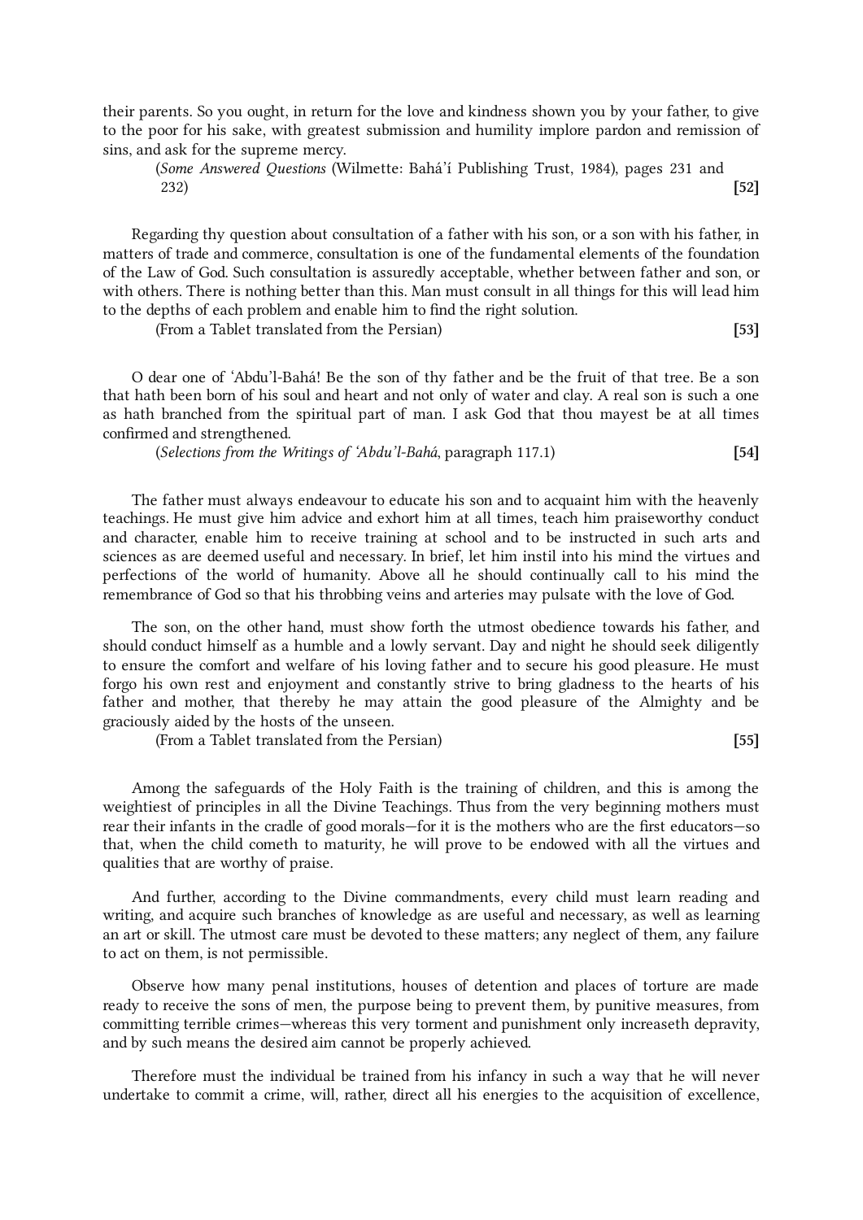their parents. So you ought, in return for the love and kindness shown you by your father, to give to the poor for his sake, with greatest submission and humility implore pardon and remission of sins, and ask for the supreme mercy.

(*Some Answered Questions* (Wilmette: Bahá'í Publishing Trust, 1984), pages 231 and 232) **[52]**

Regarding thy question about consultation of a father with his son, or a son with his father, in matters of trade and commerce, consultation is one of the fundamental elements of the foundation of the Law of God. Such consultation is assuredly acceptable, whether between father and son, or with others. There is nothing better than this. Man must consult in all things for this will lead him to the depths of each problem and enable him to find the right solution.

(From a Tablet translated from the Persian) **[53]**

O dear one of 'Abdu'l-Bahá! Be the son of thy father and be the fruit of that tree. Be a son that hath been born of his soul and heart and not only of water and clay. A real son is such a one as hath branched from the spiritual part of man. I ask God that thou mayest be at all times confirmed and strengthened.

(*Selections from the Writings of 'Abdu'l-Bahá*, paragraph 117.1) **[54]**

The father must always endeavour to educate his son and to acquaint him with the heavenly teachings. He must give him advice and exhort him at all times, teach him praiseworthy conduct and character, enable him to receive training at school and to be instructed in such arts and sciences as are deemed useful and necessary. In brief, let him instil into his mind the virtues and perfections of the world of humanity. Above all he should continually call to his mind the remembrance of God so that his throbbing veins and arteries may pulsate with the love of God.

The son, on the other hand, must show forth the utmost obedience towards his father, and should conduct himself as a humble and a lowly servant. Day and night he should seek diligently to ensure the comfort and welfare of his loving father and to secure his good pleasure. He must forgo his own rest and enjoyment and constantly strive to bring gladness to the hearts of his father and mother, that thereby he may attain the good pleasure of the Almighty and be graciously aided by the hosts of the unseen.

(From a Tablet translated from the Persian) **[55]**

Among the safeguards of the Holy Faith is the training of children, and this is among the weightiest of principles in all the Divine Teachings. Thus from the very beginning mothers must rear their infants in the cradle of good morals—for it is the mothers who are the first educators—so that, when the child cometh to maturity, he will prove to be endowed with all the virtues and qualities that are worthy of praise.

And further, according to the Divine commandments, every child must learn reading and writing, and acquire such branches of knowledge as are useful and necessary, as well as learning an art or skill. The utmost care must be devoted to these matters; any neglect of them, any failure to act on them, is not permissible.

Observe how many penal institutions, houses of detention and places of torture are made ready to receive the sons of men, the purpose being to prevent them, by punitive measures, from committing terrible crimes—whereas this very torment and punishment only increaseth depravity, and by such means the desired aim cannot be properly achieved.

Therefore must the individual be trained from his infancy in such a way that he will never undertake to commit a crime, will, rather, direct all his energies to the acquisition of excellence,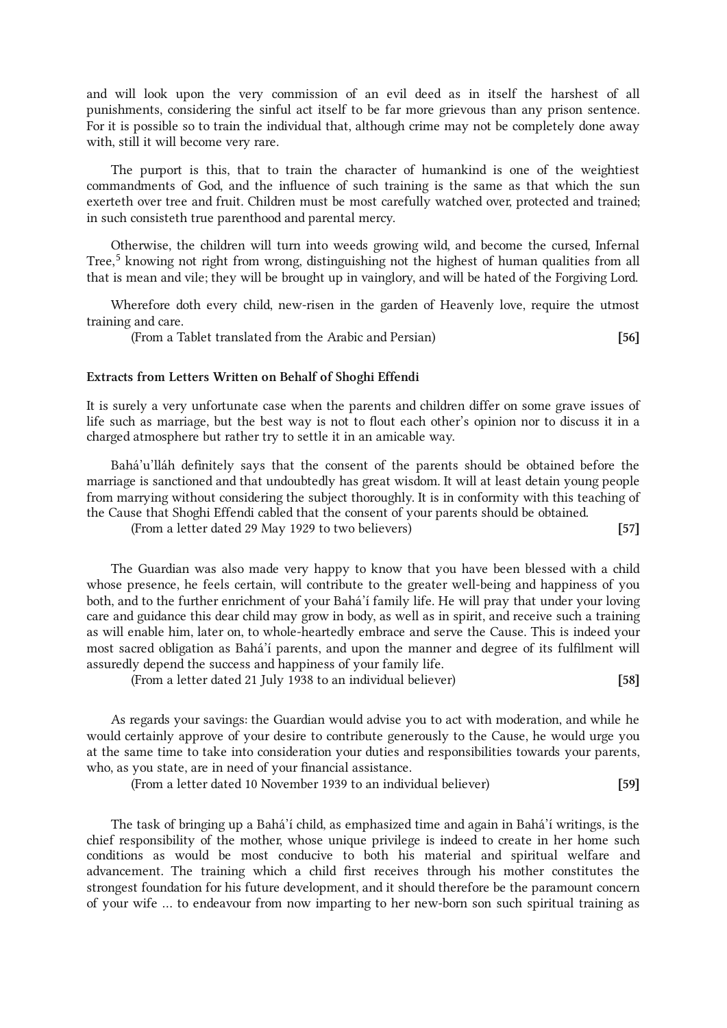and will look upon the very commission of an evil deed as in itself the harshest of all punishments, considering the sinful act itself to be far more grievous than any prison sentence. For it is possible so to train the individual that, although crime may not be completely done away with, still it will become very rare.

The purport is this, that to train the character of humankind is one of the weightiest commandments of God, and the influence of such training is the same as that which the sun exerteth over tree and fruit. Children must be most carefully watched over, protected and trained; in such consisteth true parenthood and parental mercy.

Otherwise, the children will turn into weeds growing wild, and become the cursed, Infernal Tree,[5] knowing not right from wrong, distinguishing not the highest of human qualities from all that is mean and vile; they will be brought up in vainglory, and will be hated of the Forgiving Lord.

Wherefore doth every child, new-risen in the garden of Heavenly love, require the utmost training and care.

(From a Tablet translated from the Arabic and Persian) **[56]**

**Extracts from Letters Written on Behalf of Shoghi Effendi**

It is surely a very unfortunate case when the parents and children differ on some grave issues of life such as marriage, but the best way is not to flout each other's opinion nor to discuss it in a charged atmosphere but rather try to settle it in an amicable way.

Bahá'u'lláh definitely says that the consent of the parents should be obtained before the marriage is sanctioned and that undoubtedly has great wisdom. It will at least detain young people from marrying without considering the subject thoroughly. It is in conformity with this teaching of the Cause that Shoghi Effendi cabled that the consent of your parents should be obtained.

(From a letter dated 29 May 1929 to two believers) **[57]**

The Guardian was also made very happy to know that you have been blessed with a child whose presence, he feels certain, will contribute to the greater well-being and happiness of you both, and to the further enrichment of your Bahá'í family life. He will pray that under your loving care and guidance this dear child may grow in body, as well as in spirit, and receive such a training as will enable him, later on, to whole-heartedly embrace and serve the Cause. This is indeed your most sacred obligation as Bahá'í parents, and upon the manner and degree of its fulfilment will assuredly depend the success and happiness of your family life.

(From a letter dated 21 July 1938 to an individual believer) **[58]**

As regards your savings: the Guardian would advise you to act with moderation, and while he would certainly approve of your desire to contribute generously to the Cause, he would urge you at the same time to take into consideration your duties and responsibilities towards your parents, who, as you state, are in need of your financial assistance.

(From a letter dated 10 November 1939 to an individual believer) **[59]**

The task of bringing up a Bahá'í child, as emphasized time and again in Bahá'í writings, is the chief responsibility of the mother, whose unique privilege is indeed to create in her home such conditions as would be most conducive to both his material and spiritual welfare and advancement. The training which a child first receives through his mother constitutes the strongest foundation for his future development, and it should therefore be the paramount concern of your wife ... to endeavour from now imparting to her new-born son such spiritual training as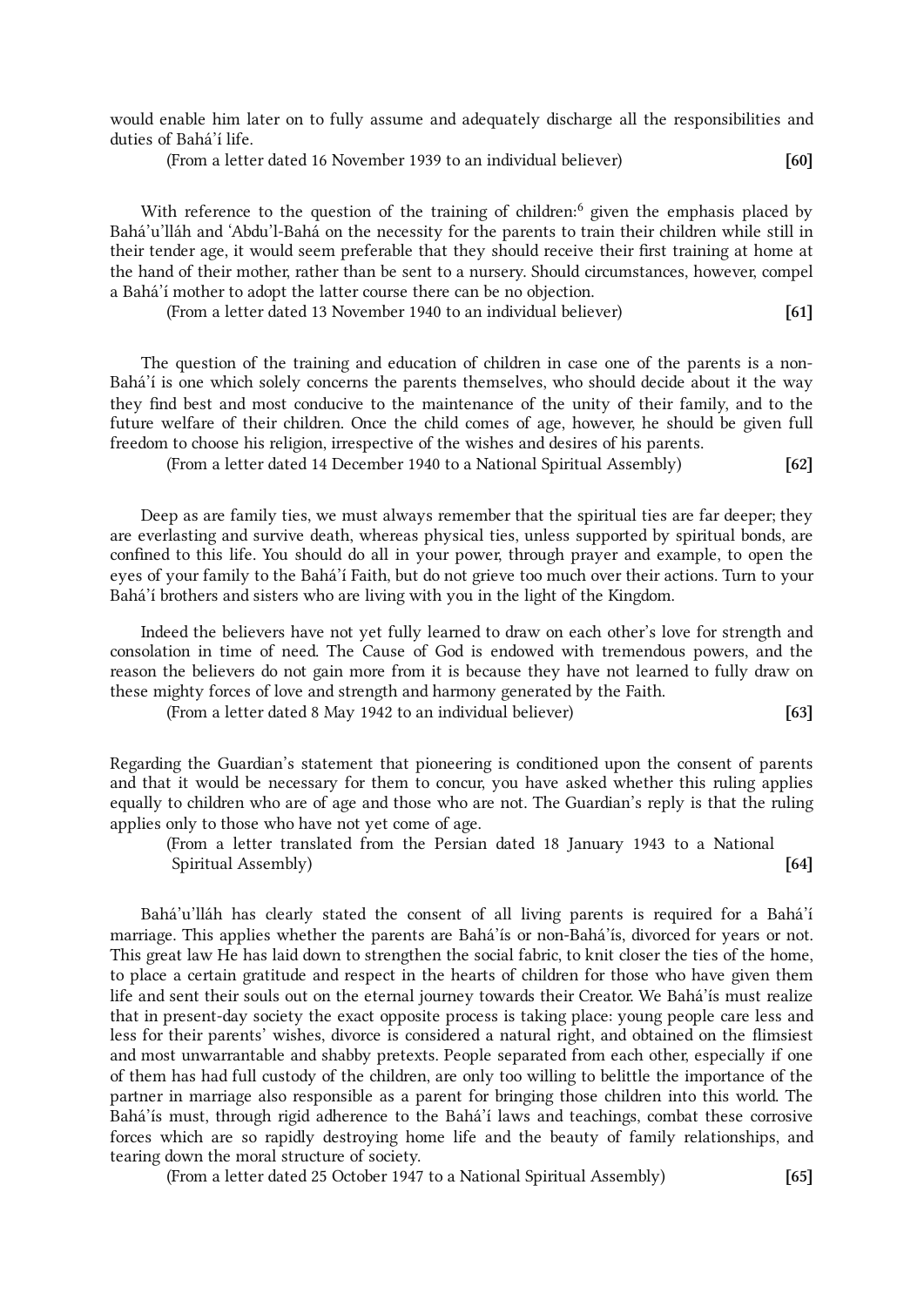would enable him later on to fully assume and adequately discharge all the responsibilities and duties of Bahá'í life.

(From a letter dated 16 November 1939 to an individual believer) **[60]**

With reference to the question of the training of children:[6] given the emphasis placed by Bahá'u'lláh and 'Abdu'l-Bahá on the necessity for the parents to train their children while still in their tender age, it would seem preferable that they should receive their first training at home at the hand of their mother, rather than be sent to a nursery. Should circumstances, however, compel a Bahá'í mother to adopt the latter course there can be no objection.

(From a letter dated 13 November 1940 to an individual believer) **[61]**

The question of the training and education of children in case one of the parents is a non-Bahá'í is one which solely concerns the parents themselves, who should decide about it the way they find best and most conducive to the maintenance of the unity of their family, and to the future welfare of their children. Once the child comes of age, however, he should be given full freedom to choose his religion, irrespective of the wishes and desires of his parents.

(From a letter dated 14 December 1940 to a National Spiritual Assembly) **[62]**

Deep as are family ties, we must always remember that the spiritual ties are far deeper; they are everlasting and survive death, whereas physical ties, unless supported by spiritual bonds, are confined to this life. You should do all in your power, through prayer and example, to open the eyes of your family to the Bahá'í Faith, but do not grieve too much over their actions. Turn to your Bahá'í brothers and sisters who are living with you in the light of the Kingdom.

Indeed the believers have not yet fully learned to draw on each other's love for strength and consolation in time of need. The Cause of God is endowed with tremendous powers, and the reason the believers do not gain more from it is because they have not learned to fully draw on these mighty forces of love and strength and harmony generated by the Faith.

(From a letter dated 8 May 1942 to an individual believer) **[63]**

Regarding the Guardian's statement that pioneering is conditioned upon the consent of parents and that it would be necessary for them to concur, you have asked whether this ruling applies equally to children who are of age and those who are not. The Guardian's reply is that the ruling applies only to those who have not yet come of age.

(From a letter translated from the Persian dated 18 January 1943 to a National Spiritual Assembly) **[64]**

Bahá'u'lláh has clearly stated the consent of all living parents is required for a Bahá'í marriage. This applies whether the parents are Bahá'ís or non-Bahá'ís, divorced for years or not. This great law He has laid down to strengthen the social fabric, to knit closer the ties of the home, to place a certain gratitude and respect in the hearts of children for those who have given them life and sent their souls out on the eternal journey towards their Creator. We Bahá'ís must realize that in present-day society the exact opposite process is taking place: young people care less and less for their parents' wishes, divorce is considered a natural right, and obtained on the flimsiest and most unwarrantable and shabby pretexts. People separated from each other, especially if one of them has had full custody of the children, are only too willing to belittle the importance of the partner in marriage also responsible as a parent for bringing those children into this world. The Bahá'ís must, through rigid adherence to the Bahá'í laws and teachings, combat these corrosive forces which are so rapidly destroying home life and the beauty of family relationships, and tearing down the moral structure of society.

(From a letter dated 25 October 1947 to a National Spiritual Assembly) **[65]**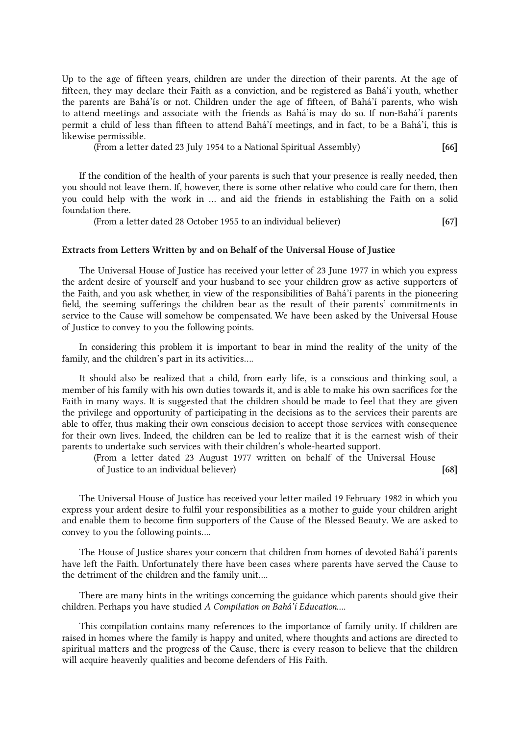Up to the age of fifteen years, children are under the direction of their parents. At the age of fifteen, they may declare their Faith as a conviction, and be registered as Bahá'í youth, whether the parents are Bahá'ís or not. Children under the age of fifteen, of Bahá'í parents, who wish to attend meetings and associate with the friends as Bahá'ís may do so. If non-Bahá'í parents permit a child of less than fifteen to attend Bahá'í meetings, and in fact, to be a Bahá'í, this is likewise permissible.

(From a letter dated 23 July 1954 to a National Spiritual Assembly) **[66]**

If the condition of the health of your parents is such that your presence is really needed, then you should not leave them. If, however, there is some other relative who could care for them, then you could help with the work in ... and aid the friends in establishing the Faith on a solid foundation there.

(From a letter dated 28 October 1955 to an individual believer) **[67]**

**Extracts from Letters Written by and on Behalf of the Universal House of Justice**

The Universal House of Justice has received your letter of 23 June 1977 in which you express the ardent desire of yourself and your husband to see your children grow as active supporters of the Faith, and you ask whether, in view of the responsibilities of Bahá'í parents in the pioneering field, the seeming sufferings the children bear as the result of their parents' commitments in service to the Cause will somehow be compensated. We have been asked by the Universal House of Justice to convey to you the following points.

In considering this problem it is important to bear in mind the reality of the unity of the family, and the children's part in its activities....

It should also be realized that a child, from early life, is a conscious and thinking soul, a member of his family with his own duties towards it, and is able to make his own sacrifices for the Faith in many ways. It is suggested that the children should be made to feel that they are given the privilege and opportunity of participating in the decisions as to the services their parents are able to offer, thus making their own conscious decision to accept those services with consequence for their own lives. Indeed, the children can be led to realize that it is the earnest wish of their parents to undertake such services with their children's whole-hearted support.

(From a letter dated 23 August 1977 written on behalf of the Universal House of Justice to an individual believer) **[68]**

The Universal House of Justice has received your letter mailed 19 February 1982 in which you express your ardent desire to fulfil your responsibilities as a mother to guide your children aright and enable them to become firm supporters of the Cause of the Blessed Beauty. We are asked to convey to you the following points....

The House of Justice shares your concern that children from homes of devoted Bahá'í parents have left the Faith. Unfortunately there have been cases where parents have served the Cause to the detriment of the children and the family unit....

There are many hints in the writings concerning the guidance which parents should give their children. Perhaps you have studied *A Compilation on Bahá'í Education*....

This compilation contains many references to the importance of family unity. If children are raised in homes where the family is happy and united, where thoughts and actions are directed to spiritual matters and the progress of the Cause, there is every reason to believe that the children will acquire heavenly qualities and become defenders of His Faith.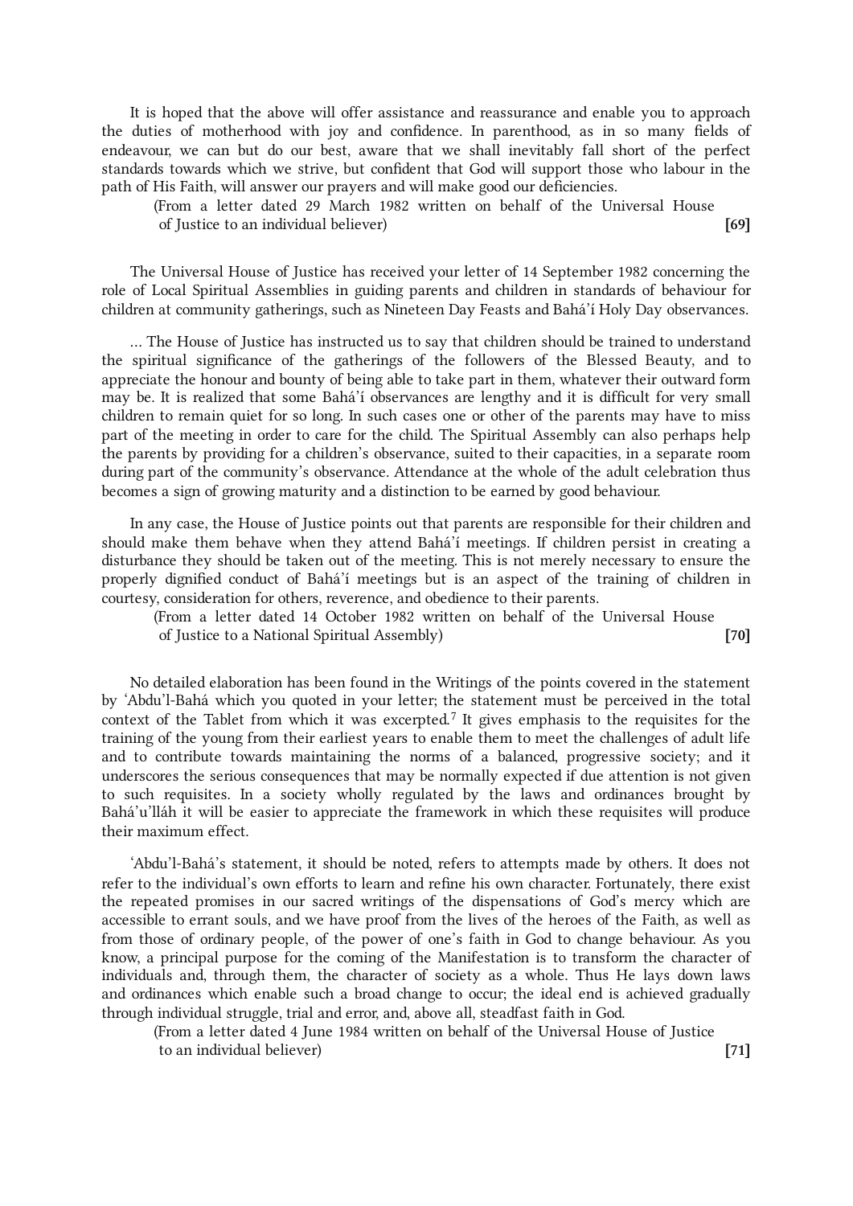It is hoped that the above will offer assistance and reassurance and enable you to approach the duties of motherhood with joy and confidence. In parenthood, as in so many fields of endeavour, we can but do our best, aware that we shall inevitably fall short of the perfect standards towards which we strive, but confident that God will support those who labour in the path of His Faith, will answer our prayers and will make good our deficiencies.

(From a letter dated 29 March 1982 written on behalf of the Universal House of Justice to an individual believer) **[69]**

The Universal House of Justice has received your letter of 14 September 1982 concerning the role of Local Spiritual Assemblies in guiding parents and children in standards of behaviour for children at community gatherings, such as Nineteen Day Feasts and Bahá'í Holy Day observances.

… The House of Justice has instructed us to say that children should be trained to understand the spiritual significance of the gatherings of the followers of the Blessed Beauty, and to appreciate the honour and bounty of being able to take part in them, whatever their outward form may be. It is realized that some Bahá'í observances are lengthy and it is difficult for very small children to remain quiet for so long. In such cases one or other of the parents may have to miss part of the meeting in order to care for the child. The Spiritual Assembly can also perhaps help the parents by providing for a children's observance, suited to their capacities, in a separate room during part of the community's observance. Attendance at the whole of the adult celebration thus becomes a sign of growing maturity and a distinction to be earned by good behaviour.

In any case, the House of Justice points out that parents are responsible for their children and should make them behave when they attend Bahá'í meetings. If children persist in creating a disturbance they should be taken out of the meeting. This is not merely necessary to ensure the properly dignified conduct of Bahá'í meetings but is an aspect of the training of children in courtesy, consideration for others, reverence, and obedience to their parents.

(From a letter dated 14 October 1982 written on behalf of the Universal House of Justice to a National Spiritual Assembly) **[70]**

No detailed elaboration has been found in the Writings of the points covered in the statement by 'Abdu'l-Bahá which you quoted in your letter; the statement must be perceived in the total context of the Tablet from which it was excerpted.[7] It gives emphasis to the requisites for the training of the young from their earliest years to enable them to meet the challenges of adult life and to contribute towards maintaining the norms of a balanced, progressive society; and it underscores the serious consequences that may be normally expected if due attention is not given to such requisites. In a society wholly regulated by the laws and ordinances brought by Bahá'u'lláh it will be easier to appreciate the framework in which these requisites will produce their maximum effect.

'Abdu'l-Bahá's statement, it should be noted, refers to attempts made by others. It does not refer to the individual's own efforts to learn and refine his own character. Fortunately, there exist the repeated promises in our sacred writings of the dispensations of God's mercy which are accessible to errant souls, and we have proof from the lives of the heroes of the Faith, as well as from those of ordinary people, of the power of one's faith in God to change behaviour. As you know, a principal purpose for the coming of the Manifestation is to transform the character of individuals and, through them, the character of society as a whole. Thus He lays down laws and ordinances which enable such a broad change to occur; the ideal end is achieved gradually through individual struggle, trial and error, and, above all, steadfast faith in God.

(From a letter dated 4 June 1984 written on behalf of the Universal House of Justice to an individual believer) **[71]**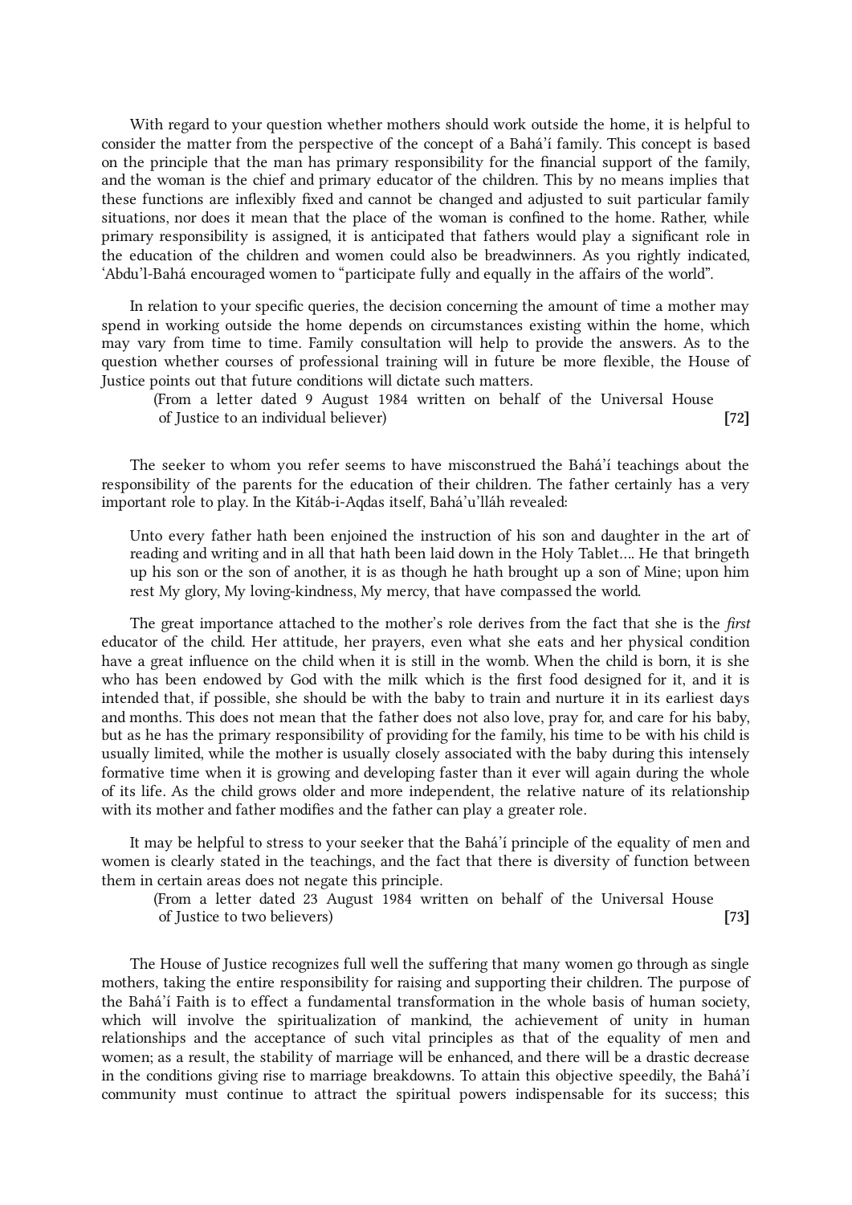With regard to your question whether mothers should work outside the home, it is helpful to consider the matter from the perspective of the concept of a Bahá'í family. This concept is based on the principle that the man has primary responsibility for the financial support of the family, and the woman is the chief and primary educator of the children. This by no means implies that these functions are inflexibly fixed and cannot be changed and adjusted to suit particular family situations, nor does it mean that the place of the woman is confined to the home. Rather, while primary responsibility is assigned, it is anticipated that fathers would play a significant role in the education of the children and women could also be breadwinners. As you rightly indicated, 'Abdu'l-Bahá encouraged women to "participate fully and equally in the affairs of the world".

In relation to your specific queries, the decision concerning the amount of time a mother may spend in working outside the home depends on circumstances existing within the home, which may vary from time to time. Family consultation will help to provide the answers. As to the question whether courses of professional training will in future be more flexible, the House of Justice points out that future conditions will dictate such matters.

(From a letter dated 9 August 1984 written on behalf of the Universal House of Justice to an individual believer) **[72]**

The seeker to whom you refer seems to have misconstrued the Bahá'í teachings about the responsibility of the parents for the education of their children. The father certainly has a very important role to play. In the Kitáb-i-Aqdas itself, Bahá'u'lláh revealed:

> Unto every father hath been enjoined the instruction of his son and daughter in the art of reading and writing and in all that hath been laid down in the Holy Tablet.... He that bringeth up his son or the son of another, it is as though he hath brought up a son of Mine; upon him rest My glory, My loving-kindness, My mercy, that have compassed the world.

The great importance attached to the mother's role derives from the fact that she is the *first* educator of the child. Her attitude, her prayers, even what she eats and her physical condition have a great influence on the child when it is still in the womb. When the child is born, it is she who has been endowed by God with the milk which is the first food designed for it, and it is intended that, if possible, she should be with the baby to train and nurture it in its earliest days and months. This does not mean that the father does not also love, pray for, and care for his baby, but as he has the primary responsibility of providing for the family, his time to be with his child is usually limited, while the mother is usually closely associated with the baby during this intensely formative time when it is growing and developing faster than it ever will again during the whole of its life. As the child grows older and more independent, the relative nature of its relationship with its mother and father modifies and the father can play a greater role.

It may be helpful to stress to your seeker that the Bahá'í principle of the equality of men and women is clearly stated in the teachings, and the fact that there is diversity of function between them in certain areas does not negate this principle.

(From a letter dated 23 August 1984 written on behalf of the Universal House of Justice to two believers) **[73]**

The House of Justice recognizes full well the suffering that many women go through as single mothers, taking the entire responsibility for raising and supporting their children. The purpose of the Bahá'í Faith is to effect a fundamental transformation in the whole basis of human society, which will involve the spiritualization of mankind, the achievement of unity in human relationships and the acceptance of such vital principles as that of the equality of men and women; as a result, the stability of marriage will be enhanced, and there will be a drastic decrease in the conditions giving rise to marriage breakdowns. To attain this objective speedily, the Bahá'í community must continue to attract the spiritual powers indispensable for its success; this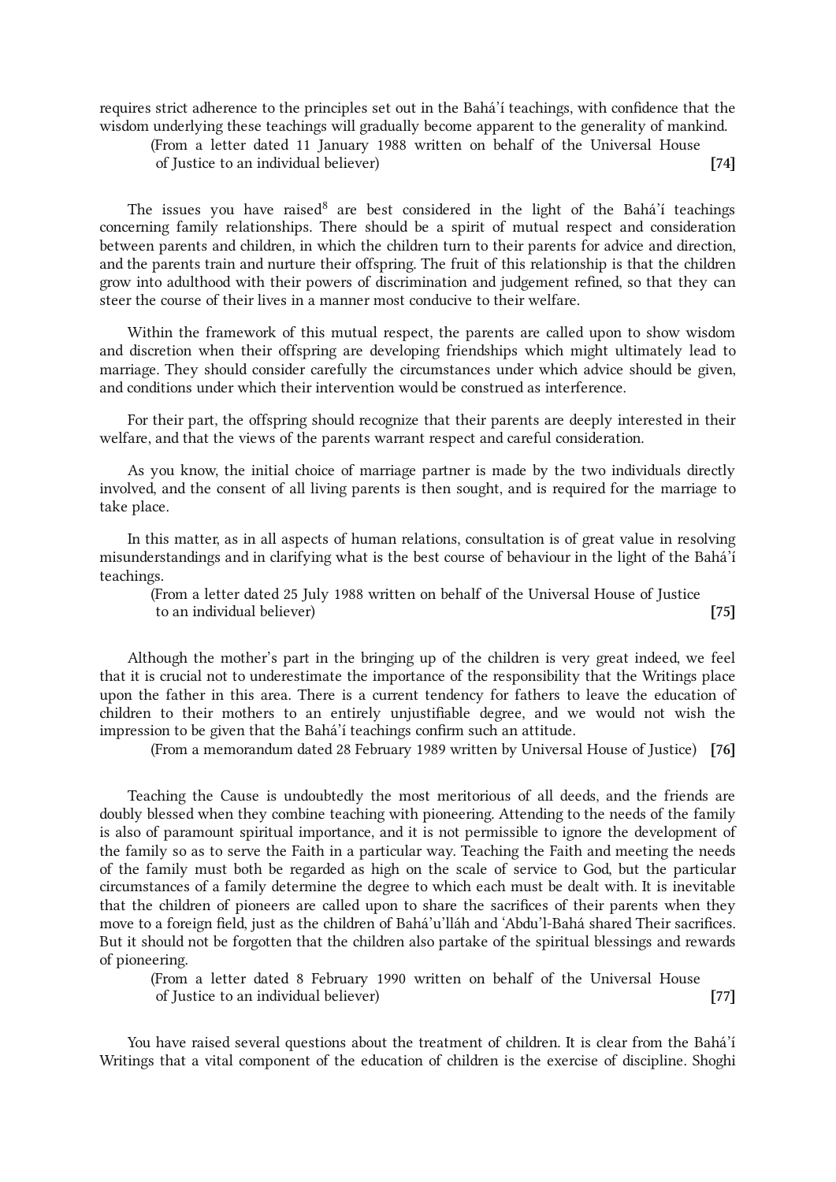requires strict adherence to the principles set out in the Bahá'í teachings, with confidence that the wisdom underlying these teachings will gradually become apparent to the generality of mankind.

(From a letter dated 11 January 1988 written on behalf of the Universal House of Justice to an individual believer) **[74]**

The issues you have raised[8] are best considered in the light of the Bahá'í teachings concerning family relationships. There should be a spirit of mutual respect and consideration between parents and children, in which the children turn to their parents for advice and direction, and the parents train and nurture their offspring. The fruit of this relationship is that the children grow into adulthood with their powers of discrimination and judgement refined, so that they can steer the course of their lives in a manner most conducive to their welfare.

Within the framework of this mutual respect, the parents are called upon to show wisdom and discretion when their offspring are developing friendships which might ultimately lead to marriage. They should consider carefully the circumstances under which advice should be given, and conditions under which their intervention would be construed as interference.

For their part, the offspring should recognize that their parents are deeply interested in their welfare, and that the views of the parents warrant respect and careful consideration.

As you know, the initial choice of marriage partner is made by the two individuals directly involved, and the consent of all living parents is then sought, and is required for the marriage to take place.

In this matter, as in all aspects of human relations, consultation is of great value in resolving misunderstandings and in clarifying what is the best course of behaviour in the light of the Bahá'í teachings.

(From a letter dated 25 July 1988 written on behalf of the Universal House of Justice to an individual believer) **[75]**

Although the mother's part in the bringing up of the children is very great indeed, we feel that it is crucial not to underestimate the importance of the responsibility that the Writings place upon the father in this area. There is a current tendency for fathers to leave the education of children to their mothers to an entirely unjustifiable degree, and we would not wish the impression to be given that the Bahá'í teachings confirm such an attitude.

(From a memorandum dated 28 February 1989 written by Universal House of Justice) **[76]**

Teaching the Cause is undoubtedly the most meritorious of all deeds, and the friends are doubly blessed when they combine teaching with pioneering. Attending to the needs of the family is also of paramount spiritual importance, and it is not permissible to ignore the development of the family so as to serve the Faith in a particular way. Teaching the Faith and meeting the needs of the family must both be regarded as high on the scale of service to God, but the particular circumstances of a family determine the degree to which each must be dealt with. It is inevitable that the children of pioneers are called upon to share the sacrifices of their parents when they move to a foreign field, just as the children of Bahá'u'lláh and 'Abdu'l-Bahá shared Their sacrifices. But it should not be forgotten that the children also partake of the spiritual blessings and rewards of pioneering.

(From a letter dated 8 February 1990 written on behalf of the Universal House of Justice to an individual believer) **[77]**

You have raised several questions about the treatment of children. It is clear from the Bahá'í Writings that a vital component of the education of children is the exercise of discipline. Shoghi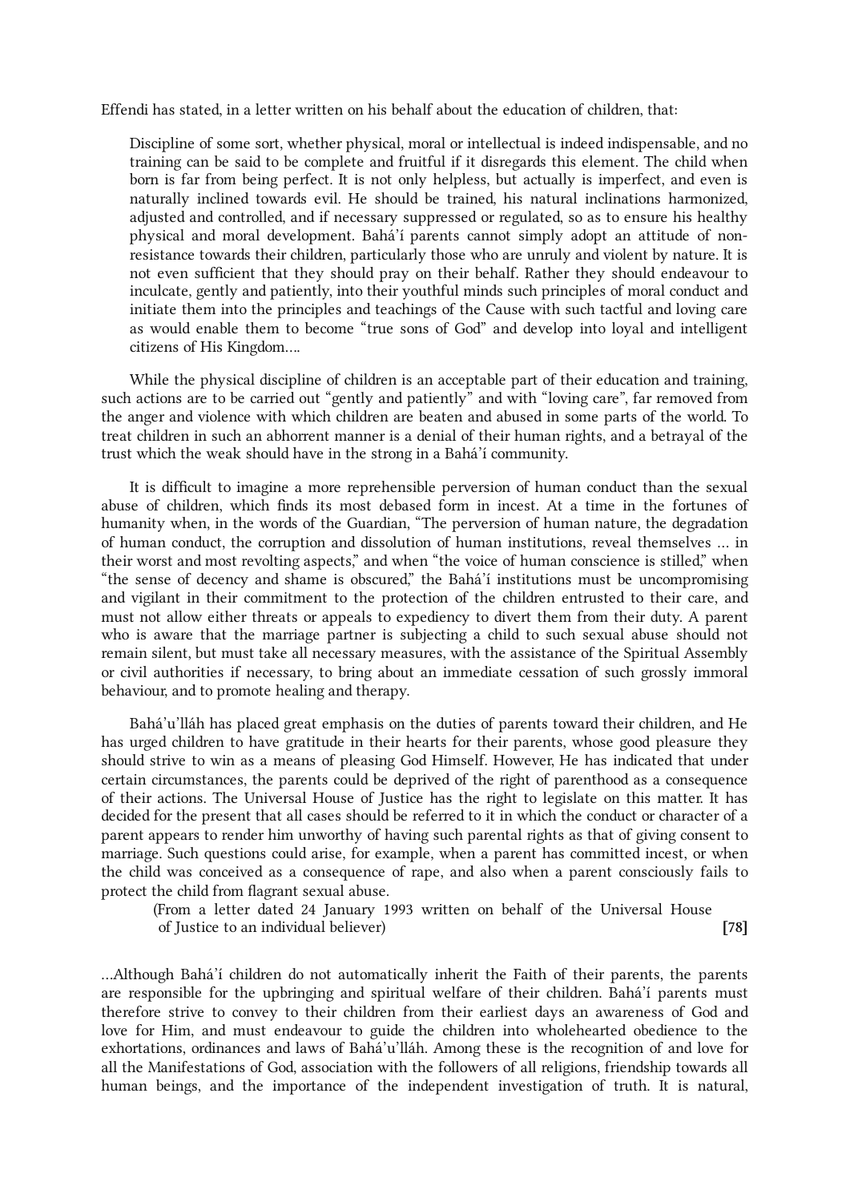Effendi has stated, in a letter written on his behalf about the education of children, that:

> Discipline of some sort, whether physical, moral or intellectual is indeed indispensable, and no training can be said to be complete and fruitful if it disregards this element. The child when born is far from being perfect. It is not only helpless, but actually is imperfect, and even is naturally inclined towards evil. He should be trained, his natural inclinations harmonized, adjusted and controlled, and if necessary suppressed or regulated, so as to ensure his healthy physical and moral development. Bahá'í parents cannot simply adopt an attitude of non-resistance towards their children, particularly those who are unruly and violent by nature. It is not even sufficient that they should pray on their behalf. Rather they should endeavour to inculcate, gently and patiently, into their youthful minds such principles of moral conduct and initiate them into the principles and teachings of the Cause with such tactful and loving care as would enable them to become "true sons of God" and develop into loyal and intelligent citizens of His Kingdom….

While the physical discipline of children is an acceptable part of their education and training, such actions are to be carried out "gently and patiently" and with "loving care", far removed from the anger and violence with which children are beaten and abused in some parts of the world. To treat children in such an abhorrent manner is a denial of their human rights, and a betrayal of the trust which the weak should have in the strong in a Bahá'í community.

It is difficult to imagine a more reprehensible perversion of human conduct than the sexual abuse of children, which finds its most debased form in incest. At a time in the fortunes of humanity when, in the words of the Guardian, "The perversion of human nature, the degradation of human conduct, the corruption and dissolution of human institutions, reveal themselves … in their worst and most revolting aspects," and when "the voice of human conscience is stilled," when "the sense of decency and shame is obscured," the Bahá'í institutions must be uncompromising and vigilant in their commitment to the protection of the children entrusted to their care, and must not allow either threats or appeals to expediency to divert them from their duty. A parent who is aware that the marriage partner is subjecting a child to such sexual abuse should not remain silent, but must take all necessary measures, with the assistance of the Spiritual Assembly or civil authorities if necessary, to bring about an immediate cessation of such grossly immoral behaviour, and to promote healing and therapy.

Bahá'u'lláh has placed great emphasis on the duties of parents toward their children, and He has urged children to have gratitude in their hearts for their parents, whose good pleasure they should strive to win as a means of pleasing God Himself. However, He has indicated that under certain circumstances, the parents could be deprived of the right of parenthood as a consequence of their actions. The Universal House of Justice has the right to legislate on this matter. It has decided for the present that all cases should be referred to it in which the conduct or character of a parent appears to render him unworthy of having such parental rights as that of giving consent to marriage. Such questions could arise, for example, when a parent has committed incest, or when the child was conceived as a consequence of rape, and also when a parent consciously fails to protect the child from flagrant sexual abuse.

(From a letter dated 24 January 1993 written on behalf of the Universal House of Justice to an individual believer) **[78]**

…Although Bahá'í children do not automatically inherit the Faith of their parents, the parents are responsible for the upbringing and spiritual welfare of their children. Bahá'í parents must therefore strive to convey to their children from their earliest days an awareness of God and love for Him, and must endeavour to guide the children into wholehearted obedience to the exhortations, ordinances and laws of Bahá'u'lláh. Among these is the recognition of and love for all the Manifestations of God, association with the followers of all religions, friendship towards all human beings, and the importance of the independent investigation of truth. It is natural,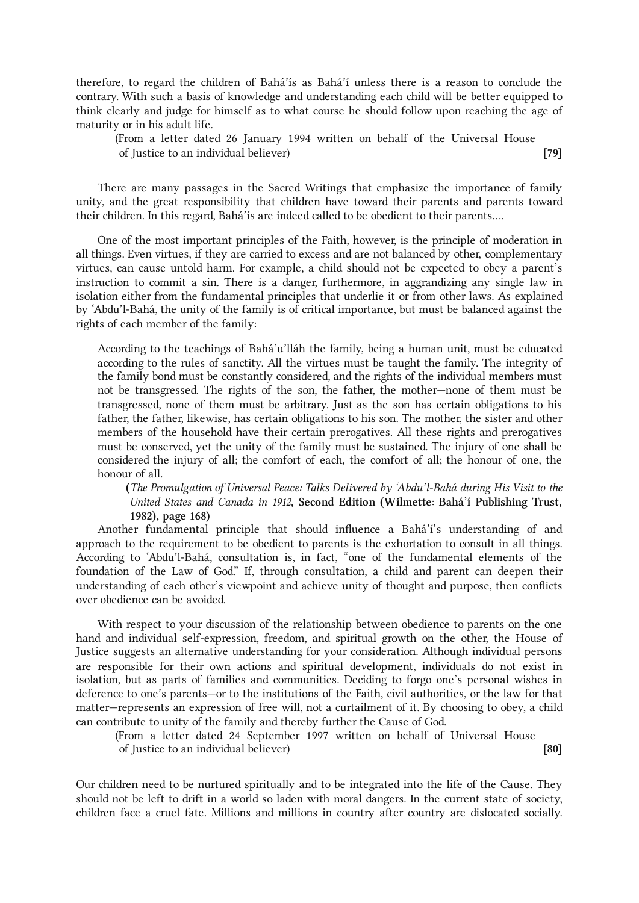therefore, to regard the children of Bahá'ís as Bahá'í unless there is a reason to conclude the contrary. With such a basis of knowledge and understanding each child will be better equipped to think clearly and judge for himself as to what course he should follow upon reaching the age of maturity or in his adult life.

(From a letter dated 26 January 1994 written on behalf of the Universal House of Justice to an individual believer) **[79]**

There are many passages in the Sacred Writings that emphasize the importance of family unity, and the great responsibility that children have toward their parents and parents toward their children. In this regard, Bahá'ís are indeed called to be obedient to their parents....

One of the most important principles of the Faith, however, is the principle of moderation in all things. Even virtues, if they are carried to excess and are not balanced by other, complementary virtues, can cause untold harm. For example, a child should not be expected to obey a parent's instruction to commit a sin. There is a danger, furthermore, in aggrandizing any single law in isolation either from the fundamental principles that underlie it or from other laws. As explained by 'Abdu'l-Bahá, the unity of the family is of critical importance, but must be balanced against the rights of each member of the family:

> According to the teachings of Bahá'u'lláh the family, being a human unit, must be educated according to the rules of sanctity. All the virtues must be taught the family. The integrity of the family bond must be constantly considered, and the rights of the individual members must not be transgressed. The rights of the son, the father, the mother—none of them must be transgressed, none of them must be arbitrary. Just as the son has certain obligations to his father, the father, likewise, has certain obligations to his son. The mother, the sister and other members of the household have their certain prerogatives. All these rights and prerogatives must be conserved, yet the unity of the family must be sustained. The injury of one shall be considered the injury of all; the comfort of each, the comfort of all; the honour of one, the honour of all.
>
> **(***The Promulgation of Universal Peace: Talks Delivered by 'Abdu'l-Bahá during His Visit to the United States and Canada in 1912,* **Second Edition (Wilmette: Bahá'í Publishing Trust, 1982), page 168)**

Another fundamental principle that should influence a Bahá'í's understanding of and approach to the requirement to be obedient to parents is the exhortation to consult in all things. According to 'Abdu'l-Bahá, consultation is, in fact, "one of the fundamental elements of the foundation of the Law of God." If, through consultation, a child and parent can deepen their understanding of each other's viewpoint and achieve unity of thought and purpose, then conflicts over obedience can be avoided.

With respect to your discussion of the relationship between obedience to parents on the one hand and individual self-expression, freedom, and spiritual growth on the other, the House of Justice suggests an alternative understanding for your consideration. Although individual persons are responsible for their own actions and spiritual development, individuals do not exist in isolation, but as parts of families and communities. Deciding to forgo one's personal wishes in deference to one's parents—or to the institutions of the Faith, civil authorities, or the law for that matter—represents an expression of free will, not a curtailment of it. By choosing to obey, a child can contribute to unity of the family and thereby further the Cause of God.

(From a letter dated 24 September 1997 written on behalf of Universal House of Justice to an individual believer) **[80]**

Our children need to be nurtured spiritually and to be integrated into the life of the Cause. They should not be left to drift in a world so laden with moral dangers. In the current state of society, children face a cruel fate. Millions and millions in country after country are dislocated socially.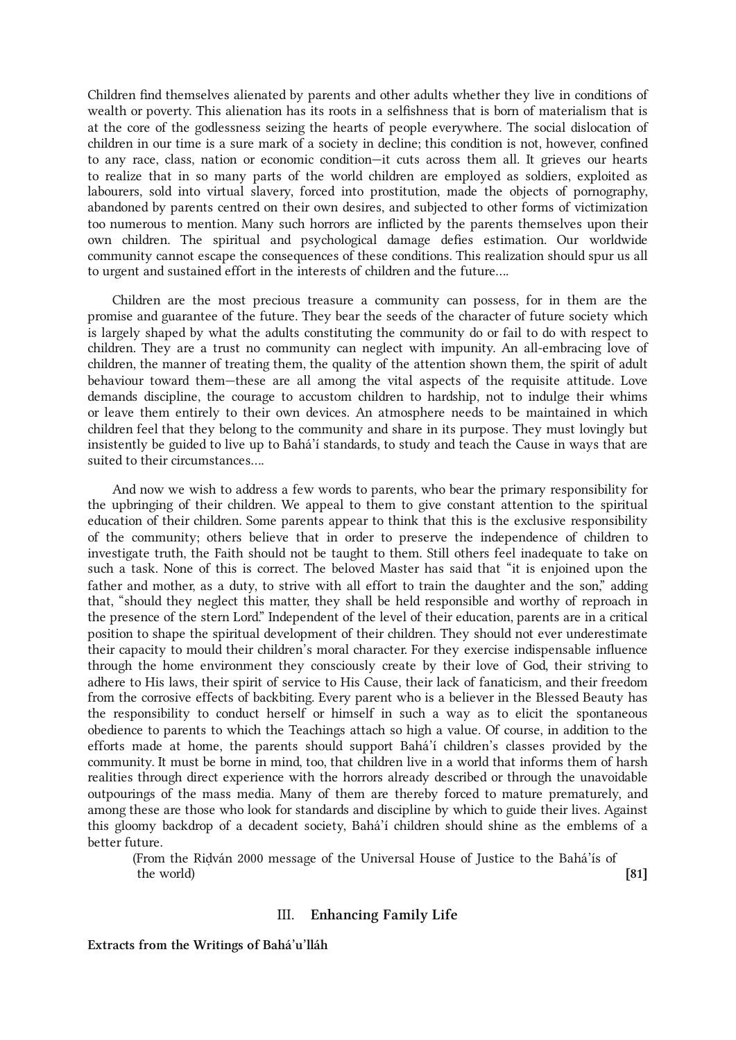Children find themselves alienated by parents and other adults whether they live in conditions of wealth or poverty. This alienation has its roots in a selfishness that is born of materialism that is at the core of the godlessness seizing the hearts of people everywhere. The social dislocation of children in our time is a sure mark of a society in decline; this condition is not, however, confined to any race, class, nation or economic condition—it cuts across them all. It grieves our hearts to realize that in so many parts of the world children are employed as soldiers, exploited as labourers, sold into virtual slavery, forced into prostitution, made the objects of pornography, abandoned by parents centred on their own desires, and subjected to other forms of victimization too numerous to mention. Many such horrors are inflicted by the parents themselves upon their own children. The spiritual and psychological damage defies estimation. Our worldwide community cannot escape the consequences of these conditions. This realization should spur us all to urgent and sustained effort in the interests of children and the future....

Children are the most precious treasure a community can possess, for in them are the promise and guarantee of the future. They bear the seeds of the character of future society which is largely shaped by what the adults constituting the community do or fail to do with respect to children. They are a trust no community can neglect with impunity. An all-embracing love of children, the manner of treating them, the quality of the attention shown them, the spirit of adult behaviour toward them—these are all among the vital aspects of the requisite attitude. Love demands discipline, the courage to accustom children to hardship, not to indulge their whims or leave them entirely to their own devices. An atmosphere needs to be maintained in which children feel that they belong to the community and share in its purpose. They must lovingly but insistently be guided to live up to Bahá'í standards, to study and teach the Cause in ways that are suited to their circumstances....

And now we wish to address a few words to parents, who bear the primary responsibility for the upbringing of their children. We appeal to them to give constant attention to the spiritual education of their children. Some parents appear to think that this is the exclusive responsibility of the community; others believe that in order to preserve the independence of children to investigate truth, the Faith should not be taught to them. Still others feel inadequate to take on such a task. None of this is correct. The beloved Master has said that "it is enjoined upon the father and mother, as a duty, to strive with all effort to train the daughter and the son," adding that, "should they neglect this matter, they shall be held responsible and worthy of reproach in the presence of the stern Lord." Independent of the level of their education, parents are in a critical position to shape the spiritual development of their children. They should not ever underestimate their capacity to mould their children's moral character. For they exercise indispensable influence through the home environment they consciously create by their love of God, their striving to adhere to His laws, their spirit of service to His Cause, their lack of fanaticism, and their freedom from the corrosive effects of backbiting. Every parent who is a believer in the Blessed Beauty has the responsibility to conduct herself or himself in such a way as to elicit the spontaneous obedience to parents to which the Teachings attach so high a value. Of course, in addition to the efforts made at home, the parents should support Bahá'í children's classes provided by the community. It must be borne in mind, too, that children live in a world that informs them of harsh realities through direct experience with the horrors already described or through the unavoidable outpourings of the mass media. Many of them are thereby forced to mature prematurely, and among these are those who look for standards and discipline by which to guide their lives. Against this gloomy backdrop of a decadent society, Bahá'í children should shine as the emblems of a better future.

(From the Riḍván 2000 message of the Universal House of Justice to the Bahá'ís of the world) **[81]**

## III. Enhancing Family Life

**Extracts from the Writings of Bahá'u'lláh**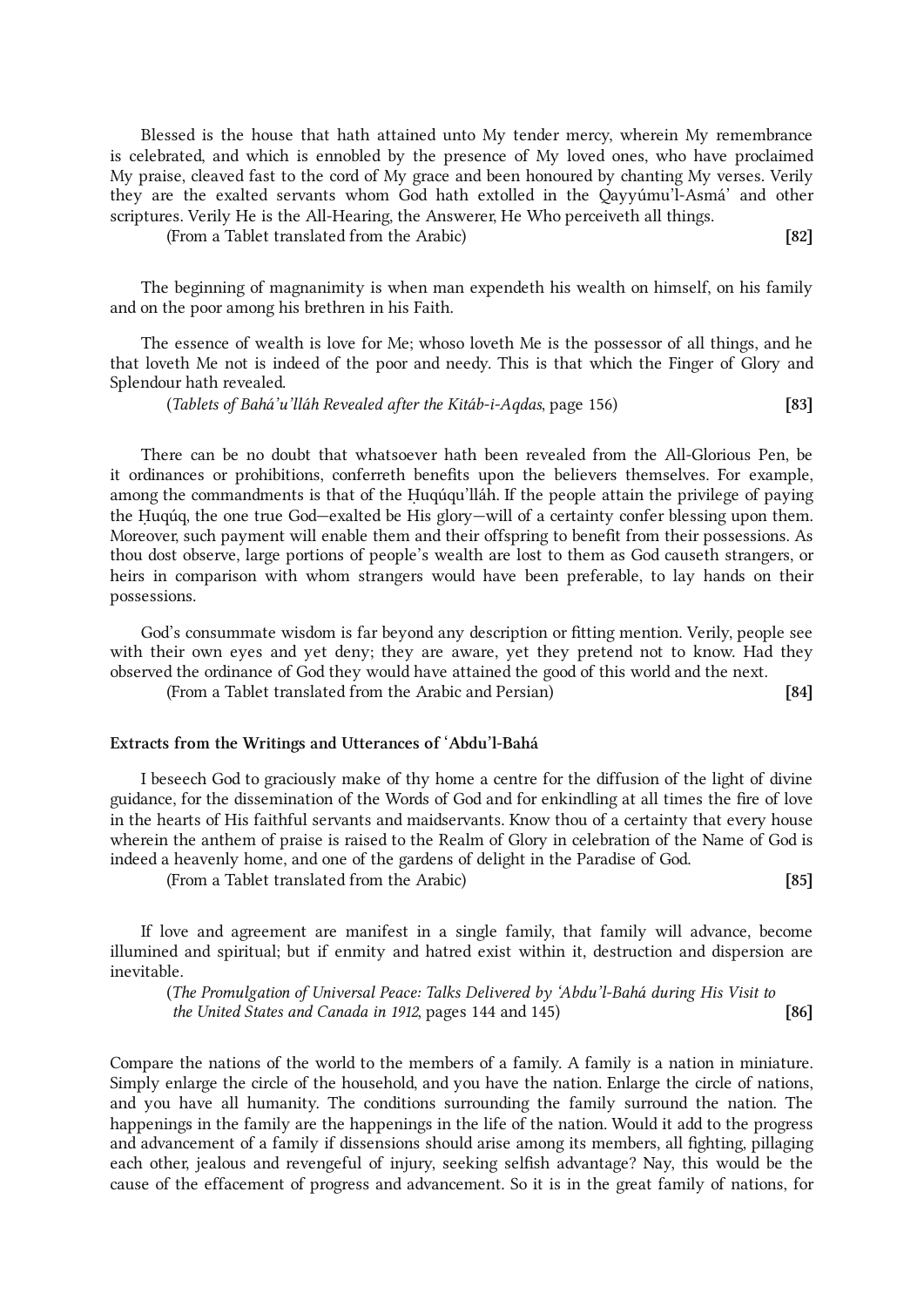Blessed is the house that hath attained unto My tender mercy, wherein My remembrance is celebrated, and which is ennobled by the presence of My loved ones, who have proclaimed My praise, cleaved fast to the cord of My grace and been honoured by chanting My verses. Verily they are the exalted servants whom God hath extolled in the Qayyúmu'l-Asmá' and other scriptures. Verily He is the All-Hearing, the Answerer, He Who perceiveth all things.

(From a Tablet translated from the Arabic) **[82]**

The beginning of magnanimity is when man expendeth his wealth on himself, on his family and on the poor among his brethren in his Faith.

The essence of wealth is love for Me; whoso loveth Me is the possessor of all things, and he that loveth Me not is indeed of the poor and needy. This is that which the Finger of Glory and Splendour hath revealed.

(*Tablets of Bahá'u'lláh Revealed after the Kitáb-i-Aqdas*, page 156) **[83]**

There can be no doubt that whatsoever hath been revealed from the All-Glorious Pen, be it ordinances or prohibitions, conferreth benefits upon the believers themselves. For example, among the commandments is that of the Ḥuqúqu'lláh. If the people attain the privilege of paying the Ḥuqúq, the one true God—exalted be His glory—will of a certainty confer blessing upon them. Moreover, such payment will enable them and their offspring to benefit from their possessions. As thou dost observe, large portions of people's wealth are lost to them as God causeth strangers, or heirs in comparison with whom strangers would have been preferable, to lay hands on their possessions.

God's consummate wisdom is far beyond any description or fitting mention. Verily, people see with their own eyes and yet deny; they are aware, yet they pretend not to know. Had they observed the ordinance of God they would have attained the good of this world and the next.

(From a Tablet translated from the Arabic and Persian) **[84]**

### Extracts from the Writings and Utterances of 'Abdu'l-Bahá

I beseech God to graciously make of thy home a centre for the diffusion of the light of divine guidance, for the dissemination of the Words of God and for enkindling at all times the fire of love in the hearts of His faithful servants and maidservants. Know thou of a certainty that every house wherein the anthem of praise is raised to the Realm of Glory in celebration of the Name of God is indeed a heavenly home, and one of the gardens of delight in the Paradise of God.

(From a Tablet translated from the Arabic) **[85]**

If love and agreement are manifest in a single family, that family will advance, become illumined and spiritual; but if enmity and hatred exist within it, destruction and dispersion are inevitable.

(*The Promulgation of Universal Peace: Talks Delivered by 'Abdu'l-Bahá during His Visit to the United States and Canada in 1912*, pages 144 and 145) **[86]**

Compare the nations of the world to the members of a family. A family is a nation in miniature. Simply enlarge the circle of the household, and you have the nation. Enlarge the circle of nations, and you have all humanity. The conditions surrounding the family surround the nation. The happenings in the family are the happenings in the life of the nation. Would it add to the progress and advancement of a family if dissensions should arise among its members, all fighting, pillaging each other, jealous and revengeful of injury, seeking selfish advantage? Nay, this would be the cause of the effacement of progress and advancement. So it is in the great family of nations, for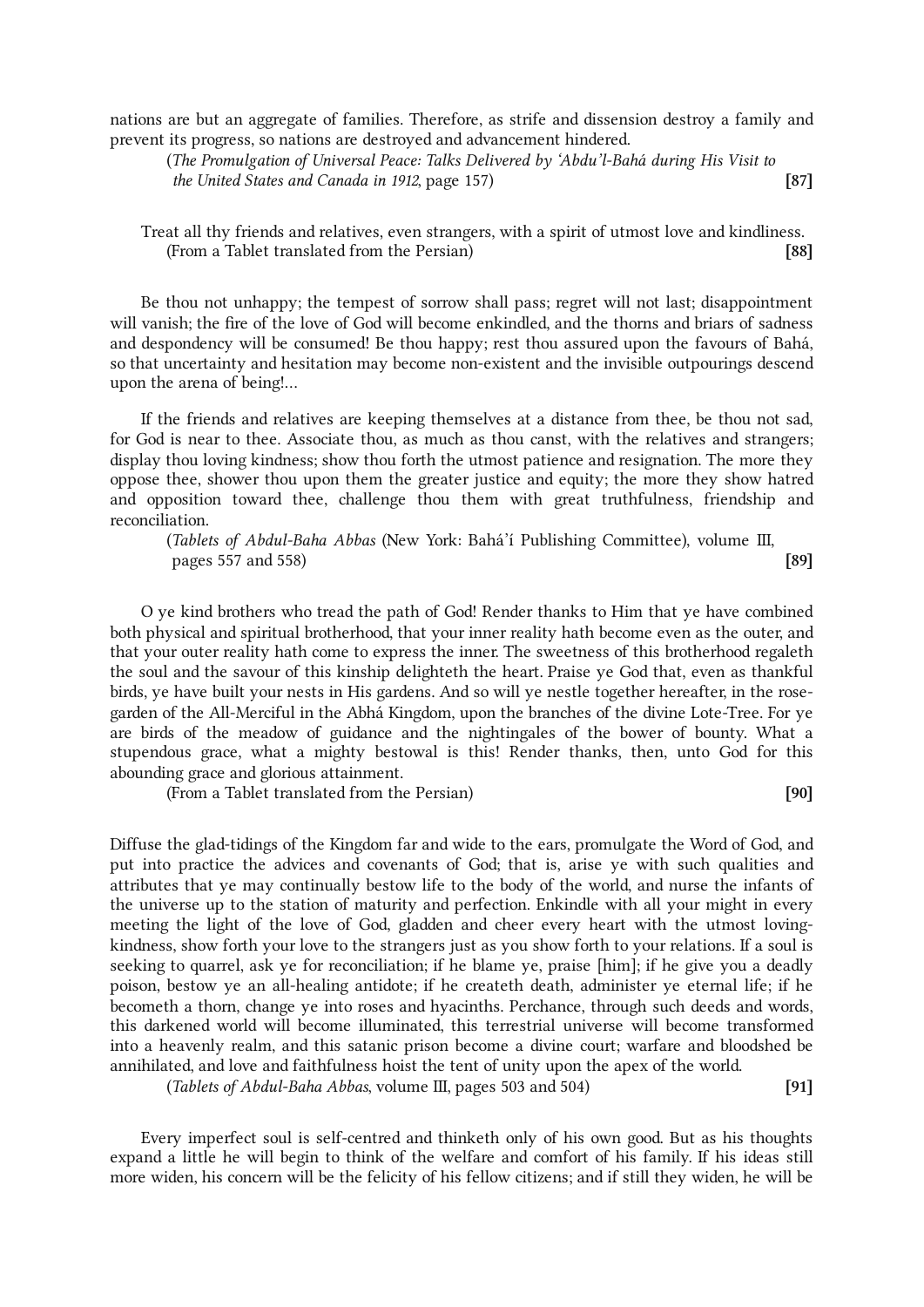nations are but an aggregate of families. Therefore, as strife and dissension destroy a family and prevent its progress, so nations are destroyed and advancement hindered.

(*The Promulgation of Universal Peace: Talks Delivered by 'Abdu'l-Bahá during His Visit to the United States and Canada in 1912*, page 157) **[87]**

Treat all thy friends and relatives, even strangers, with a spirit of utmost love and kindliness.

(From a Tablet translated from the Persian) **[88]**

Be thou not unhappy; the tempest of sorrow shall pass; regret will not last; disappointment will vanish; the fire of the love of God will become enkindled, and the thorns and briars of sadness and despondency will be consumed! Be thou happy; rest thou assured upon the favours of Bahá, so that uncertainty and hesitation may become non-existent and the invisible outpourings descend upon the arena of being!...

If the friends and relatives are keeping themselves at a distance from thee, be thou not sad, for God is near to thee. Associate thou, as much as thou canst, with the relatives and strangers; display thou loving kindness; show thou forth the utmost patience and resignation. The more they oppose thee, shower thou upon them the greater justice and equity; the more they show hatred and opposition toward thee, challenge thou them with great truthfulness, friendship and reconciliation.

(*Tablets of Abdul-Baha Abbas* (New York: Bahá'í Publishing Committee), volume III, pages 557 and 558) **[89]**

O ye kind brothers who tread the path of God! Render thanks to Him that ye have combined both physical and spiritual brotherhood, that your inner reality hath become even as the outer, and that your outer reality hath come to express the inner. The sweetness of this brotherhood regaleth the soul and the savour of this kinship delighteth the heart. Praise ye God that, even as thankful birds, ye have built your nests in His gardens. And so will ye nestle together hereafter, in the rose-garden of the All-Merciful in the Abhá Kingdom, upon the branches of the divine Lote-Tree. For ye are birds of the meadow of guidance and the nightingales of the bower of bounty. What a stupendous grace, what a mighty bestowal is this! Render thanks, then, unto God for this abounding grace and glorious attainment.

(From a Tablet translated from the Persian) **[90]**

Diffuse the glad-tidings of the Kingdom far and wide to the ears, promulgate the Word of God, and put into practice the advices and covenants of God; that is, arise ye with such qualities and attributes that ye may continually bestow life to the body of the world, and nurse the infants of the universe up to the station of maturity and perfection. Enkindle with all your might in every meeting the light of the love of God, gladden and cheer every heart with the utmost loving-kindness, show forth your love to the strangers just as you show forth to your relations. If a soul is seeking to quarrel, ask ye for reconciliation; if he blame ye, praise [him]; if he give you a deadly poison, bestow ye an all-healing antidote; if he createth death, administer ye eternal life; if he becometh a thorn, change ye into roses and hyacinths. Perchance, through such deeds and words, this darkened world will become illuminated, this terrestrial universe will become transformed into a heavenly realm, and this satanic prison become a divine court; warfare and bloodshed be annihilated, and love and faithfulness hoist the tent of unity upon the apex of the world.

(*Tablets of Abdul-Baha Abbas*, volume III, pages 503 and 504) **[91]**

Every imperfect soul is self-centred and thinketh only of his own good. But as his thoughts expand a little he will begin to think of the welfare and comfort of his family. If his ideas still more widen, his concern will be the felicity of his fellow citizens; and if still they widen, he will be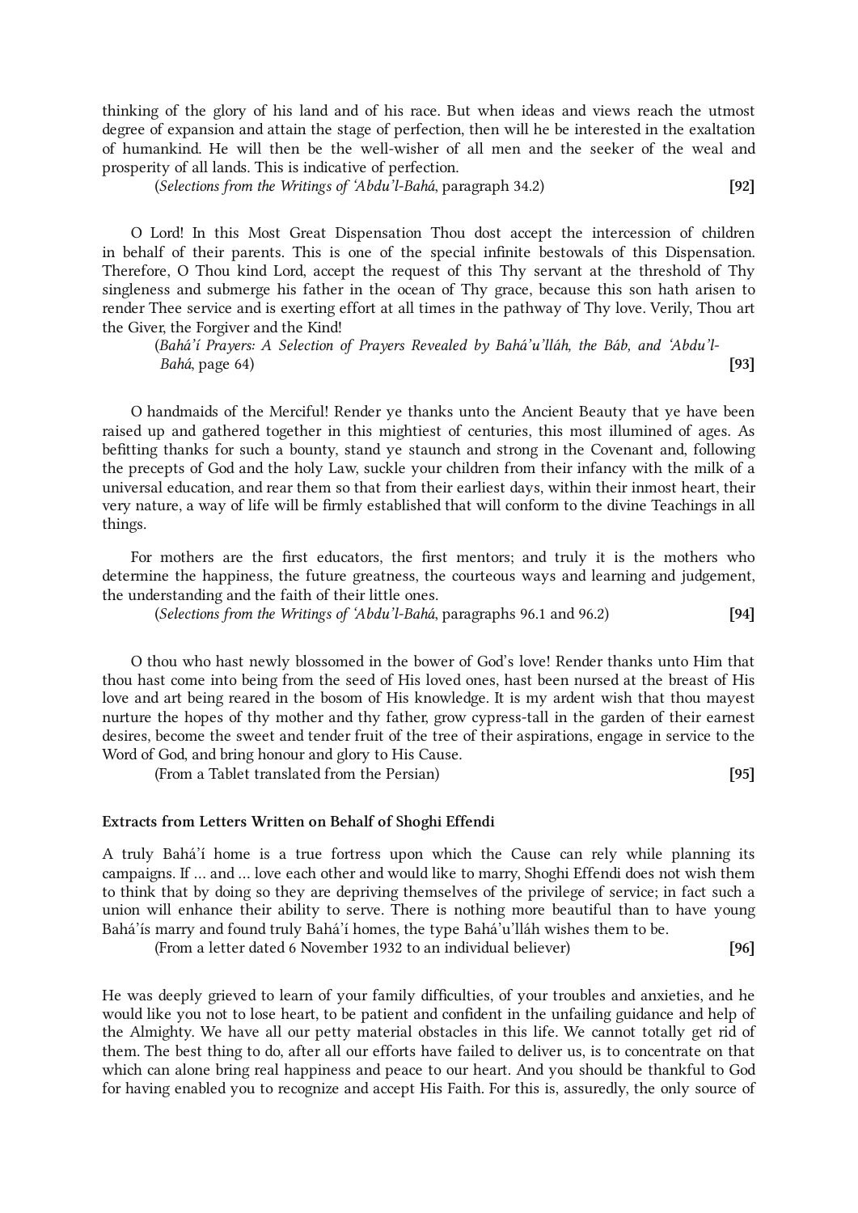thinking of the glory of his land and of his race. But when ideas and views reach the utmost degree of expansion and attain the stage of perfection, then will he be interested in the exaltation of humankind. He will then be the well-wisher of all men and the seeker of the weal and prosperity of all lands. This is indicative of perfection.

(*Selections from the Writings of ‘Abdu’l-Bahá*, paragraph 34.2) **[92]**

O Lord! In this Most Great Dispensation Thou dost accept the intercession of children in behalf of their parents. This is one of the special infinite bestowals of this Dispensation. Therefore, O Thou kind Lord, accept the request of this Thy servant at the threshold of Thy singleness and submerge his father in the ocean of Thy grace, because this son hath arisen to render Thee service and is exerting effort at all times in the pathway of Thy love. Verily, Thou art the Giver, the Forgiver and the Kind!

(*Bahá’í Prayers: A Selection of Prayers Revealed by Bahá’u’lláh, the Báb, and ‘Abdu’l-Bahá*, page 64) **[93]**

O handmaids of the Merciful! Render ye thanks unto the Ancient Beauty that ye have been raised up and gathered together in this mightiest of centuries, this most illumined of ages. As befitting thanks for such a bounty, stand ye staunch and strong in the Covenant and, following the precepts of God and the holy Law, suckle your children from their infancy with the milk of a universal education, and rear them so that from their earliest days, within their inmost heart, their very nature, a way of life will be firmly established that will conform to the divine Teachings in all things.

For mothers are the first educators, the first mentors; and truly it is the mothers who determine the happiness, the future greatness, the courteous ways and learning and judgement, the understanding and the faith of their little ones.

(*Selections from the Writings of ‘Abdu’l-Bahá*, paragraphs 96.1 and 96.2) **[94]**

O thou who hast newly blossomed in the bower of God’s love! Render thanks unto Him that thou hast come into being from the seed of His loved ones, hast been nursed at the breast of His love and art being reared in the bosom of His knowledge. It is my ardent wish that thou mayest nurture the hopes of thy mother and thy father, grow cypress-tall in the garden of their earnest desires, become the sweet and tender fruit of the tree of their aspirations, engage in service to the Word of God, and bring honour and glory to His Cause.

(From a Tablet translated from the Persian) **[95]**

### Extracts from Letters Written on Behalf of Shoghi Effendi

A truly Bahá’í home is a true fortress upon which the Cause can rely while planning its campaigns. If … and … love each other and would like to marry, Shoghi Effendi does not wish them to think that by doing so they are depriving themselves of the privilege of service; in fact such a union will enhance their ability to serve. There is nothing more beautiful than to have young Bahá’ís marry and found truly Bahá’í homes, the type Bahá’u’lláh wishes them to be.

(From a letter dated 6 November 1932 to an individual believer) **[96]**

He was deeply grieved to learn of your family difficulties, of your troubles and anxieties, and he would like you not to lose heart, to be patient and confident in the unfailing guidance and help of the Almighty. We have all our petty material obstacles in this life. We cannot totally get rid of them. The best thing to do, after all our efforts have failed to deliver us, is to concentrate on that which can alone bring real happiness and peace to our heart. And you should be thankful to God for having enabled you to recognize and accept His Faith. For this is, assuredly, the only source of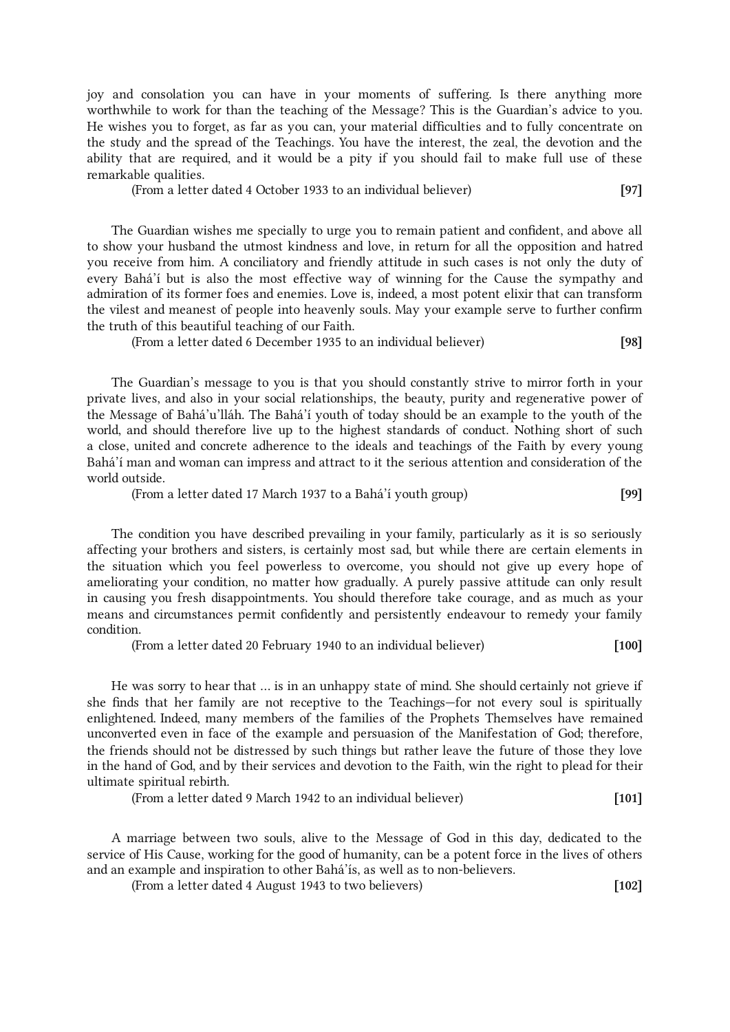joy and consolation you can have in your moments of suffering. Is there anything more worthwhile to work for than the teaching of the Message? This is the Guardian's advice to you. He wishes you to forget, as far as you can, your material difficulties and to fully concentrate on the study and the spread of the Teachings. You have the interest, the zeal, the devotion and the ability that are required, and it would be a pity if you should fail to make full use of these remarkable qualities.

(From a letter dated 4 October 1933 to an individual believer) **[97]**

The Guardian wishes me specially to urge you to remain patient and confident, and above all to show your husband the utmost kindness and love, in return for all the opposition and hatred you receive from him. A conciliatory and friendly attitude in such cases is not only the duty of every Bahá'í but is also the most effective way of winning for the Cause the sympathy and admiration of its former foes and enemies. Love is, indeed, a most potent elixir that can transform the vilest and meanest of people into heavenly souls. May your example serve to further confirm the truth of this beautiful teaching of our Faith.

(From a letter dated 6 December 1935 to an individual believer) **[98]**

The Guardian's message to you is that you should constantly strive to mirror forth in your private lives, and also in your social relationships, the beauty, purity and regenerative power of the Message of Bahá'u'lláh. The Bahá'í youth of today should be an example to the youth of the world, and should therefore live up to the highest standards of conduct. Nothing short of such a close, united and concrete adherence to the ideals and teachings of the Faith by every young Bahá'í man and woman can impress and attract to it the serious attention and consideration of the world outside.

(From a letter dated 17 March 1937 to a Bahá'í youth group) **[99]**

The condition you have described prevailing in your family, particularly as it is so seriously affecting your brothers and sisters, is certainly most sad, but while there are certain elements in the situation which you feel powerless to overcome, you should not give up every hope of ameliorating your condition, no matter how gradually. A purely passive attitude can only result in causing you fresh disappointments. You should therefore take courage, and as much as your means and circumstances permit confidently and persistently endeavour to remedy your family condition.

(From a letter dated 20 February 1940 to an individual believer) **[100]**

He was sorry to hear that ... is in an unhappy state of mind. She should certainly not grieve if she finds that her family are not receptive to the Teachings—for not every soul is spiritually enlightened. Indeed, many members of the families of the Prophets Themselves have remained unconverted even in face of the example and persuasion of the Manifestation of God; therefore, the friends should not be distressed by such things but rather leave the future of those they love in the hand of God, and by their services and devotion to the Faith, win the right to plead for their ultimate spiritual rebirth.

(From a letter dated 9 March 1942 to an individual believer) **[101]**

A marriage between two souls, alive to the Message of God in this day, dedicated to the service of His Cause, working for the good of humanity, can be a potent force in the lives of others and an example and inspiration to other Bahá'ís, as well as to non-believers.

(From a letter dated 4 August 1943 to two believers) **[102]**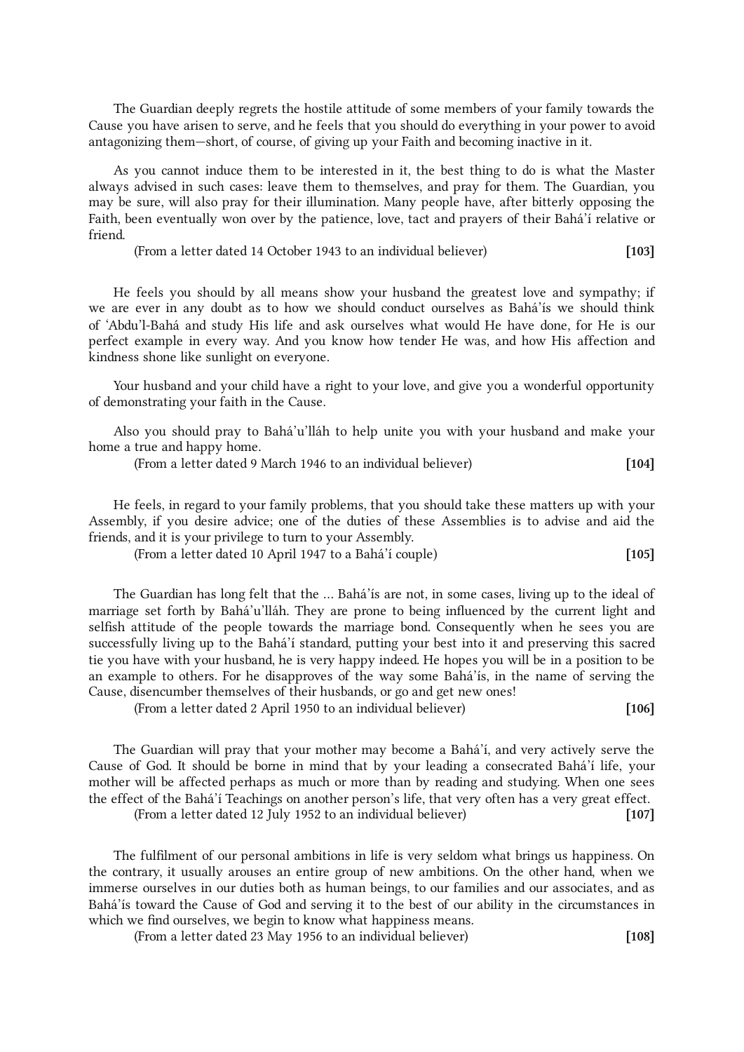The Guardian deeply regrets the hostile attitude of some members of your family towards the Cause you have arisen to serve, and he feels that you should do everything in your power to avoid antagonizing them—short, of course, of giving up your Faith and becoming inactive in it.

As you cannot induce them to be interested in it, the best thing to do is what the Master always advised in such cases: leave them to themselves, and pray for them. The Guardian, you may be sure, will also pray for their illumination. Many people have, after bitterly opposing the Faith, been eventually won over by the patience, love, tact and prayers of their Bahá'í relative or friend.

(From a letter dated 14 October 1943 to an individual believer) **[103]**

He feels you should by all means show your husband the greatest love and sympathy; if we are ever in any doubt as to how we should conduct ourselves as Bahá'ís we should think of 'Abdu'l-Bahá and study His life and ask ourselves what would He have done, for He is our perfect example in every way. And you know how tender He was, and how His affection and kindness shone like sunlight on everyone.

Your husband and your child have a right to your love, and give you a wonderful opportunity of demonstrating your faith in the Cause.

Also you should pray to Bahá'u'lláh to help unite you with your husband and make your home a true and happy home.

(From a letter dated 9 March 1946 to an individual believer) **[104]**

He feels, in regard to your family problems, that you should take these matters up with your Assembly, if you desire advice; one of the duties of these Assemblies is to advise and aid the friends, and it is your privilege to turn to your Assembly.

(From a letter dated 10 April 1947 to a Bahá'í couple) **[105]**

The Guardian has long felt that the ... Bahá'ís are not, in some cases, living up to the ideal of marriage set forth by Bahá'u'lláh. They are prone to being influenced by the current light and selfish attitude of the people towards the marriage bond. Consequently when he sees you are successfully living up to the Bahá'í standard, putting your best into it and preserving this sacred tie you have with your husband, he is very happy indeed. He hopes you will be in a position to be an example to others. For he disapproves of the way some Bahá'ís, in the name of serving the Cause, disencumber themselves of their husbands, or go and get new ones!

(From a letter dated 2 April 1950 to an individual believer) **[106]**

The Guardian will pray that your mother may become a Bahá'í, and very actively serve the Cause of God. It should be borne in mind that by your leading a consecrated Bahá'í life, your mother will be affected perhaps as much or more than by reading and studying. When one sees the effect of the Bahá'í Teachings on another person's life, that very often has a very great effect.

(From a letter dated 12 July 1952 to an individual believer) **[107]**

The fulfilment of our personal ambitions in life is very seldom what brings us happiness. On the contrary, it usually arouses an entire group of new ambitions. On the other hand, when we immerse ourselves in our duties both as human beings, to our families and our associates, and as Bahá'ís toward the Cause of God and serving it to the best of our ability in the circumstances in which we find ourselves, we begin to know what happiness means.

(From a letter dated 23 May 1956 to an individual believer) **[108]**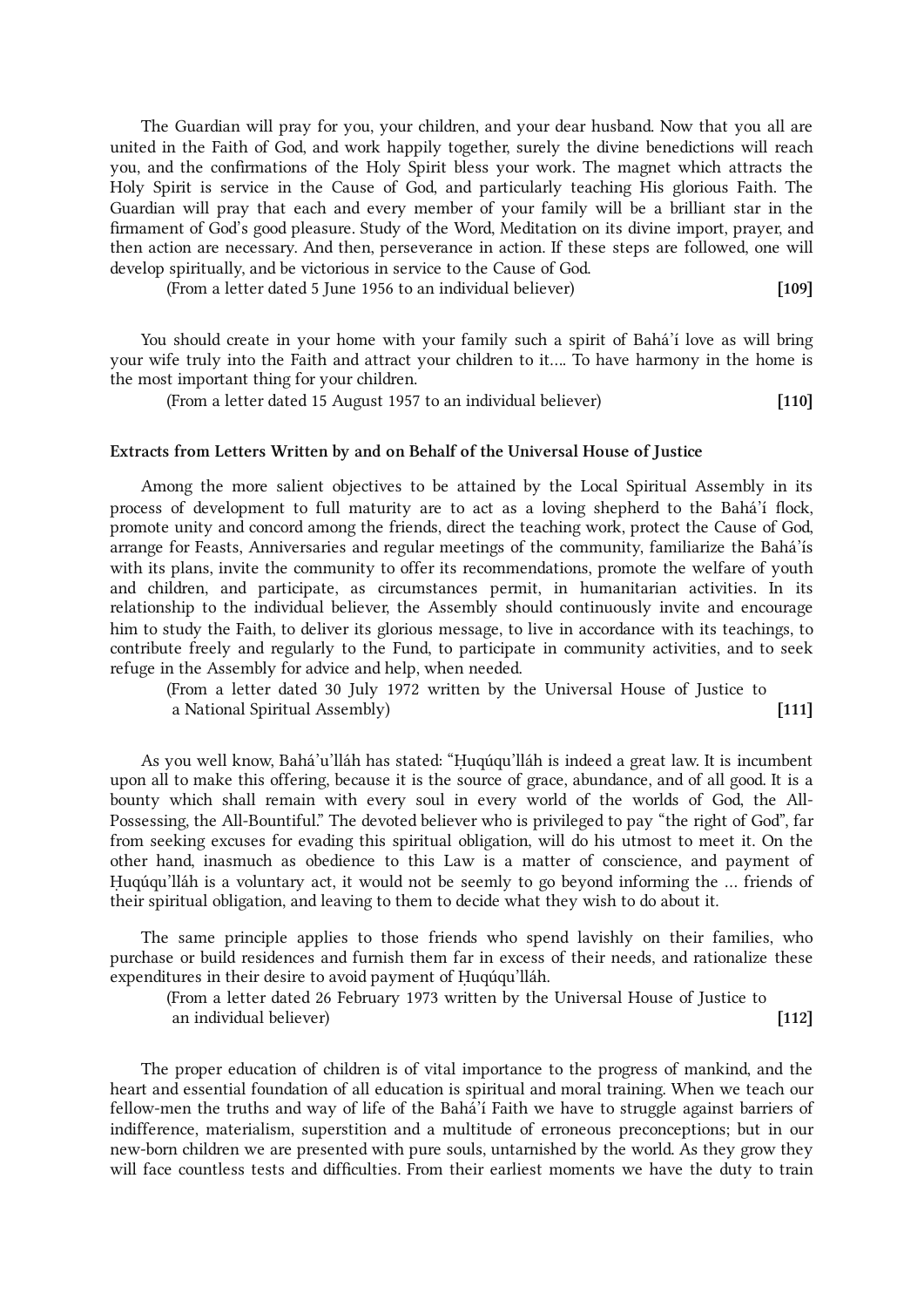The Guardian will pray for you, your children, and your dear husband. Now that you all are united in the Faith of God, and work happily together, surely the divine benedictions will reach you, and the confirmations of the Holy Spirit bless your work. The magnet which attracts the Holy Spirit is service in the Cause of God, and particularly teaching His glorious Faith. The Guardian will pray that each and every member of your family will be a brilliant star in the firmament of God's good pleasure. Study of the Word, Meditation on its divine import, prayer, and then action are necessary. And then, perseverance in action. If these steps are followed, one will develop spiritually, and be victorious in service to the Cause of God.

(From a letter dated 5 June 1956 to an individual believer) **[109]**

You should create in your home with your family such a spirit of Bahá'í love as will bring your wife truly into the Faith and attract your children to it.... To have harmony in the home is the most important thing for your children.

(From a letter dated 15 August 1957 to an individual believer) **[110]**

#### Extracts from Letters Written by and on Behalf of the Universal House of Justice

Among the more salient objectives to be attained by the Local Spiritual Assembly in its process of development to full maturity are to act as a loving shepherd to the Bahá'í flock, promote unity and concord among the friends, direct the teaching work, protect the Cause of God, arrange for Feasts, Anniversaries and regular meetings of the community, familiarize the Bahá'ís with its plans, invite the community to offer its recommendations, promote the welfare of youth and children, and participate, as circumstances permit, in humanitarian activities. In its relationship to the individual believer, the Assembly should continuously invite and encourage him to study the Faith, to deliver its glorious message, to live in accordance with its teachings, to contribute freely and regularly to the Fund, to participate in community activities, and to seek refuge in the Assembly for advice and help, when needed.

(From a letter dated 30 July 1972 written by the Universal House of Justice to a National Spiritual Assembly) **[111]**

As you well know, Bahá'u'lláh has stated: "Ḥuqúqu'lláh is indeed a great law. It is incumbent upon all to make this offering, because it is the source of grace, abundance, and of all good. It is a bounty which shall remain with every soul in every world of the worlds of God, the All-Possessing, the All-Bountiful." The devoted believer who is privileged to pay "the right of God", far from seeking excuses for evading this spiritual obligation, will do his utmost to meet it. On the other hand, inasmuch as obedience to this Law is a matter of conscience, and payment of Ḥuqúqu'lláh is a voluntary act, it would not be seemly to go beyond informing the ... friends of their spiritual obligation, and leaving to them to decide what they wish to do about it.

The same principle applies to those friends who spend lavishly on their families, who purchase or build residences and furnish them far in excess of their needs, and rationalize these expenditures in their desire to avoid payment of Ḥuqúqu'lláh.

(From a letter dated 26 February 1973 written by the Universal House of Justice to an individual believer) **[112]**

The proper education of children is of vital importance to the progress of mankind, and the heart and essential foundation of all education is spiritual and moral training. When we teach our fellow-men the truths and way of life of the Bahá'í Faith we have to struggle against barriers of indifference, materialism, superstition and a multitude of erroneous preconceptions; but in our new-born children we are presented with pure souls, untarnished by the world. As they grow they will face countless tests and difficulties. From their earliest moments we have the duty to train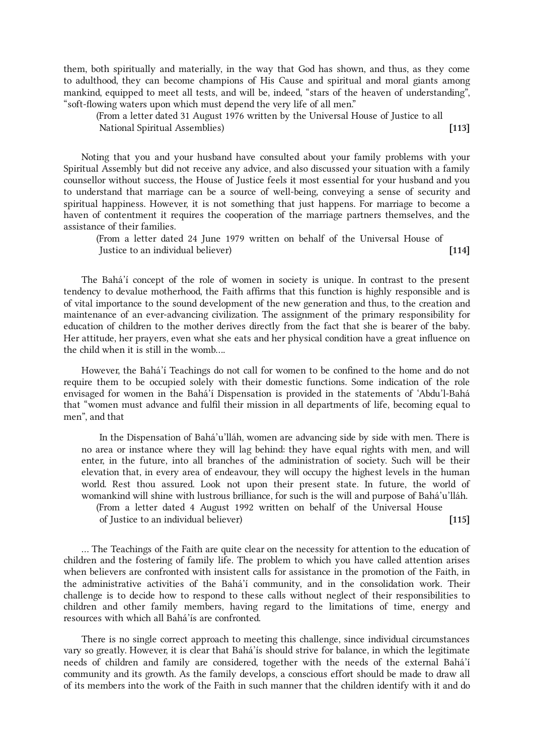them, both spiritually and materially, in the way that God has shown, and thus, as they come to adulthood, they can become champions of His Cause and spiritual and moral giants among mankind, equipped to meet all tests, and will be, indeed, “stars of the heaven of understanding”, “soft-flowing waters upon which must depend the very life of all men.”

(From a letter dated 31 August 1976 written by the Universal House of Justice to all National Spiritual Assemblies) **[113]**

Noting that you and your husband have consulted about your family problems with your Spiritual Assembly but did not receive any advice, and also discussed your situation with a family counsellor without success, the House of Justice feels it most essential for your husband and you to understand that marriage can be a source of well-being, conveying a sense of security and spiritual happiness. However, it is not something that just happens. For marriage to become a haven of contentment it requires the cooperation of the marriage partners themselves, and the assistance of their families.

(From a letter dated 24 June 1979 written on behalf of the Universal House of Justice to an individual believer) **[114]**

The Bahá’í concept of the role of women in society is unique. In contrast to the present tendency to devalue motherhood, the Faith affirms that this function is highly responsible and is of vital importance to the sound development of the new generation and thus, to the creation and maintenance of an ever-advancing civilization. The assignment of the primary responsibility for education of children to the mother derives directly from the fact that she is bearer of the baby. Her attitude, her prayers, even what she eats and her physical condition have a great influence on the child when it is still in the womb....

However, the Bahá’í Teachings do not call for women to be confined to the home and do not require them to be occupied solely with their domestic functions. Some indication of the role envisaged for women in the Bahá’í Dispensation is provided in the statements of ‘Abdu’l-Bahá that “women must advance and fulfil their mission in all departments of life, becoming equal to men”, and that

> In the Dispensation of Bahá’u’lláh, women are advancing side by side with men. There is no area or instance where they will lag behind: they have equal rights with men, and will enter, in the future, into all branches of the administration of society. Such will be their elevation that, in every area of endeavour, they will occupy the highest levels in the human world. Rest thou assured. Look not upon their present state. In future, the world of womankind will shine with lustrous brilliance, for such is the will and purpose of Bahá’u’lláh.

(From a letter dated 4 August 1992 written on behalf of the Universal House of Justice to an individual believer) **[115]**

... The Teachings of the Faith are quite clear on the necessity for attention to the education of children and the fostering of family life. The problem to which you have called attention arises when believers are confronted with insistent calls for assistance in the promotion of the Faith, in the administrative activities of the Bahá’í community, and in the consolidation work. Their challenge is to decide how to respond to these calls without neglect of their responsibilities to children and other family members, having regard to the limitations of time, energy and resources with which all Bahá’ís are confronted.

There is no single correct approach to meeting this challenge, since individual circumstances vary so greatly. However, it is clear that Bahá’ís should strive for balance, in which the legitimate needs of children and family are considered, together with the needs of the external Bahá’í community and its growth. As the family develops, a conscious effort should be made to draw all of its members into the work of the Faith in such manner that the children identify with it and do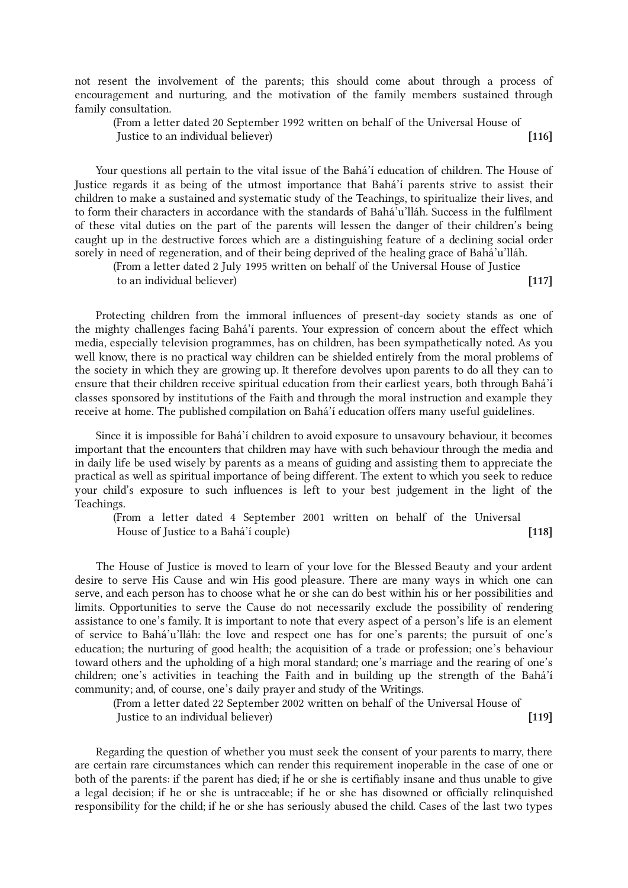not resent the involvement of the parents; this should come about through a process of encouragement and nurturing, and the motivation of the family members sustained through family consultation.

(From a letter dated 20 September 1992 written on behalf of the Universal House of Justice to an individual believer) **[116]**

Your questions all pertain to the vital issue of the Bahá'í education of children. The House of Justice regards it as being of the utmost importance that Bahá'í parents strive to assist their children to make a sustained and systematic study of the Teachings, to spiritualize their lives, and to form their characters in accordance with the standards of Bahá'u'lláh. Success in the fulfilment of these vital duties on the part of the parents will lessen the danger of their children's being caught up in the destructive forces which are a distinguishing feature of a declining social order sorely in need of regeneration, and of their being deprived of the healing grace of Bahá'u'lláh.

(From a letter dated 2 July 1995 written on behalf of the Universal House of Justice to an individual believer) **[117]**

Protecting children from the immoral influences of present-day society stands as one of the mighty challenges facing Bahá'í parents. Your expression of concern about the effect which media, especially television programmes, has on children, has been sympathetically noted. As you well know, there is no practical way children can be shielded entirely from the moral problems of the society in which they are growing up. It therefore devolves upon parents to do all they can to ensure that their children receive spiritual education from their earliest years, both through Bahá'í classes sponsored by institutions of the Faith and through the moral instruction and example they receive at home. The published compilation on Bahá'í education offers many useful guidelines.

Since it is impossible for Bahá'í children to avoid exposure to unsavoury behaviour, it becomes important that the encounters that children may have with such behaviour through the media and in daily life be used wisely by parents as a means of guiding and assisting them to appreciate the practical as well as spiritual importance of being different. The extent to which you seek to reduce your child's exposure to such influences is left to your best judgement in the light of the Teachings.

(From a letter dated 4 September 2001 written on behalf of the Universal House of Justice to a Bahá'í couple) **[118]**

The House of Justice is moved to learn of your love for the Blessed Beauty and your ardent desire to serve His Cause and win His good pleasure. There are many ways in which one can serve, and each person has to choose what he or she can do best within his or her possibilities and limits. Opportunities to serve the Cause do not necessarily exclude the possibility of rendering assistance to one's family. It is important to note that every aspect of a person's life is an element of service to Bahá'u'lláh: the love and respect one has for one's parents; the pursuit of one's education; the nurturing of good health; the acquisition of a trade or profession; one's behaviour toward others and the upholding of a high moral standard; one's marriage and the rearing of one's children; one's activities in teaching the Faith and in building up the strength of the Bahá'í community; and, of course, one's daily prayer and study of the Writings.

(From a letter dated 22 September 2002 written on behalf of the Universal House of Justice to an individual believer) **[119]**

Regarding the question of whether you must seek the consent of your parents to marry, there are certain rare circumstances which can render this requirement inoperable in the case of one or both of the parents: if the parent has died; if he or she is certifiably insane and thus unable to give a legal decision; if he or she is untraceable; if he or she has disowned or officially relinquished responsibility for the child; if he or she has seriously abused the child. Cases of the last two types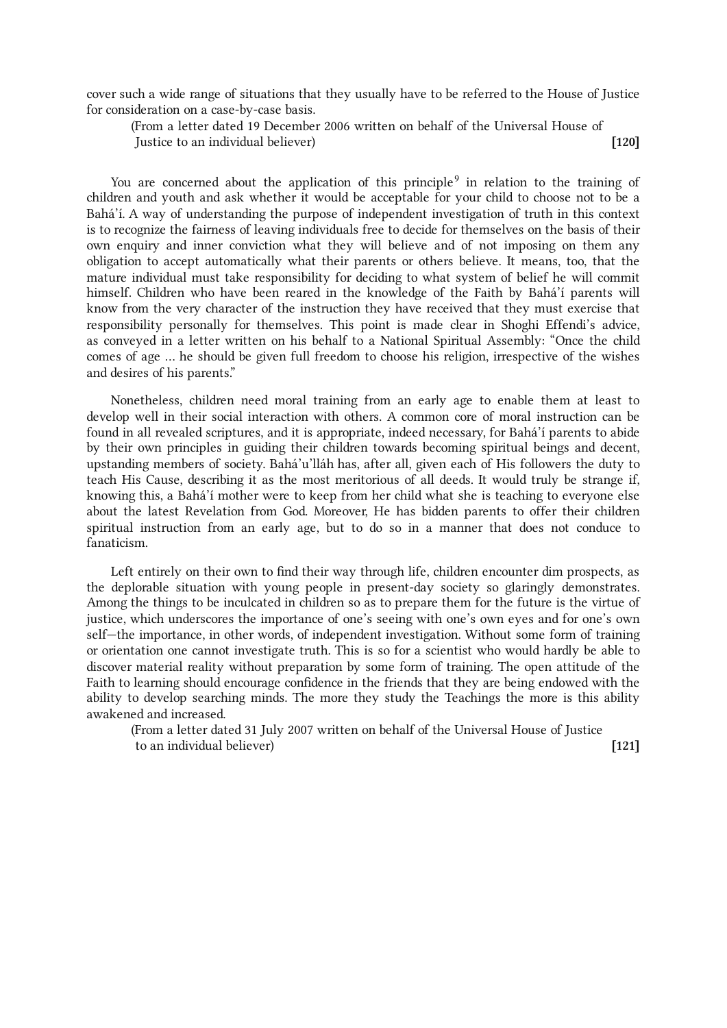cover such a wide range of situations that they usually have to be referred to the House of Justice for consideration on a case-by-case basis.

(From a letter dated 19 December 2006 written on behalf of the Universal House of Justice to an individual believer) **[120]**

You are concerned about the application of this principle[9] in relation to the training of children and youth and ask whether it would be acceptable for your child to choose not to be a Bahá'í. A way of understanding the purpose of independent investigation of truth in this context is to recognize the fairness of leaving individuals free to decide for themselves on the basis of their own enquiry and inner conviction what they will believe and of not imposing on them any obligation to accept automatically what their parents or others believe. It means, too, that the mature individual must take responsibility for deciding to what system of belief he will commit himself. Children who have been reared in the knowledge of the Faith by Bahá'í parents will know from the very character of the instruction they have received that they must exercise that responsibility personally for themselves. This point is made clear in Shoghi Effendi's advice, as conveyed in a letter written on his behalf to a National Spiritual Assembly: "Once the child comes of age … he should be given full freedom to choose his religion, irrespective of the wishes and desires of his parents."

Nonetheless, children need moral training from an early age to enable them at least to develop well in their social interaction with others. A common core of moral instruction can be found in all revealed scriptures, and it is appropriate, indeed necessary, for Bahá'í parents to abide by their own principles in guiding their children towards becoming spiritual beings and decent, upstanding members of society. Bahá'u'lláh has, after all, given each of His followers the duty to teach His Cause, describing it as the most meritorious of all deeds. It would truly be strange if, knowing this, a Bahá'í mother were to keep from her child what she is teaching to everyone else about the latest Revelation from God. Moreover, He has bidden parents to offer their children spiritual instruction from an early age, but to do so in a manner that does not conduce to fanaticism.

Left entirely on their own to find their way through life, children encounter dim prospects, as the deplorable situation with young people in present-day society so glaringly demonstrates. Among the things to be inculcated in children so as to prepare them for the future is the virtue of justice, which underscores the importance of one's seeing with one's own eyes and for one's own self—the importance, in other words, of independent investigation. Without some form of training or orientation one cannot investigate truth. This is so for a scientist who would hardly be able to discover material reality without preparation by some form of training. The open attitude of the Faith to learning should encourage confidence in the friends that they are being endowed with the ability to develop searching minds. The more they study the Teachings the more is this ability awakened and increased.

(From a letter dated 31 July 2007 written on behalf of the Universal House of Justice to an individual believer) **[121]**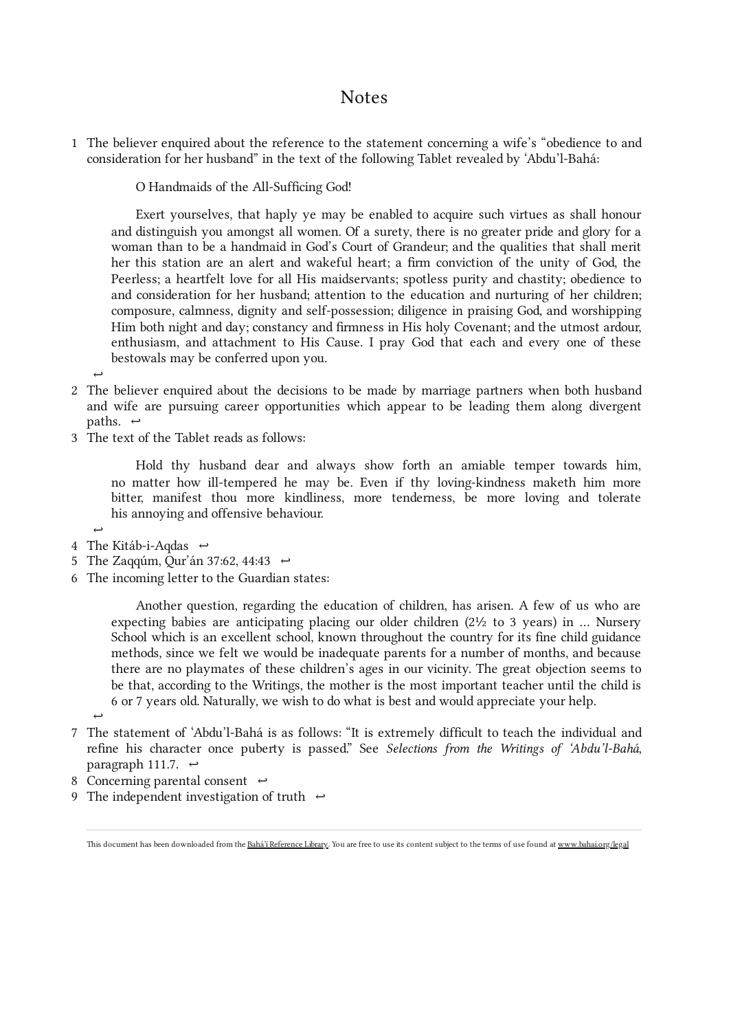# Notes

1. The believer enquired about the reference to the statement concerning a wife's "obedience to and consideration for her husband" in the text of the following Tablet revealed by 'Abdu'l-Bahá:

   > O Handmaids of the All-Sufficing God!
   >
   > Exert yourselves, that haply ye may be enabled to acquire such virtues as shall honour and distinguish you amongst all women. Of a surety, there is no greater pride and glory for a woman than to be a handmaid in God's Court of Grandeur; and the qualities that shall merit her this station are an alert and wakeful heart; a firm conviction of the unity of God, the Peerless; a heartfelt love for all His maidservants; spotless purity and chastity; obedience to and consideration for her husband; attention to the education and nurturing of her children; composure, calmness, dignity and self-possession; diligence in praising God, and worshipping Him both night and day; constancy and firmness in His holy Covenant; and the utmost ardour, enthusiasm, and attachment to His Cause. I pray God that each and every one of these bestowals may be conferred upon you.

   ↩
2. The believer enquired about the decisions to be made by marriage partners when both husband and wife are pursuing career opportunities which appear to be leading them along divergent paths. ↩
3. The text of the Tablet reads as follows:

   > Hold thy husband dear and always show forth an amiable temper towards him, no matter how ill-tempered he may be. Even if thy loving-kindness maketh him more bitter, manifest thou more kindliness, more tenderness, be more loving and tolerate his annoying and offensive behaviour.

   ↩
4. The Kitáb-i-Aqdas ↩
5. The Zaqqúm, Qur'án 37:62, 44:43 ↩
6. The incoming letter to the Guardian states:

   > Another question, regarding the education of children, has arisen. A few of us who are expecting babies are anticipating placing our older children (2½ to 3 years) in … Nursery School which is an excellent school, known throughout the country for its fine child guidance methods, since we felt we would be inadequate parents for a number of months, and because there are no playmates of these children's ages in our vicinity. The great objection seems to be that, according to the Writings, the mother is the most important teacher until the child is 6 or 7 years old. Naturally, we wish to do what is best and would appreciate your help.

   ↩
7. The statement of 'Abdu'l-Bahá is as follows: "It is extremely difficult to teach the individual and refine his character once puberty is passed." See *Selections from the Writings of 'Abdu'l-Bahá*, paragraph 111.7. ↩
8. Concerning parental consent ↩
9. The independent investigation of truth ↩

This document has been downloaded from the Bahá'í Reference Library. You are free to use its content subject to the terms of use found at www.bahai.org/legal